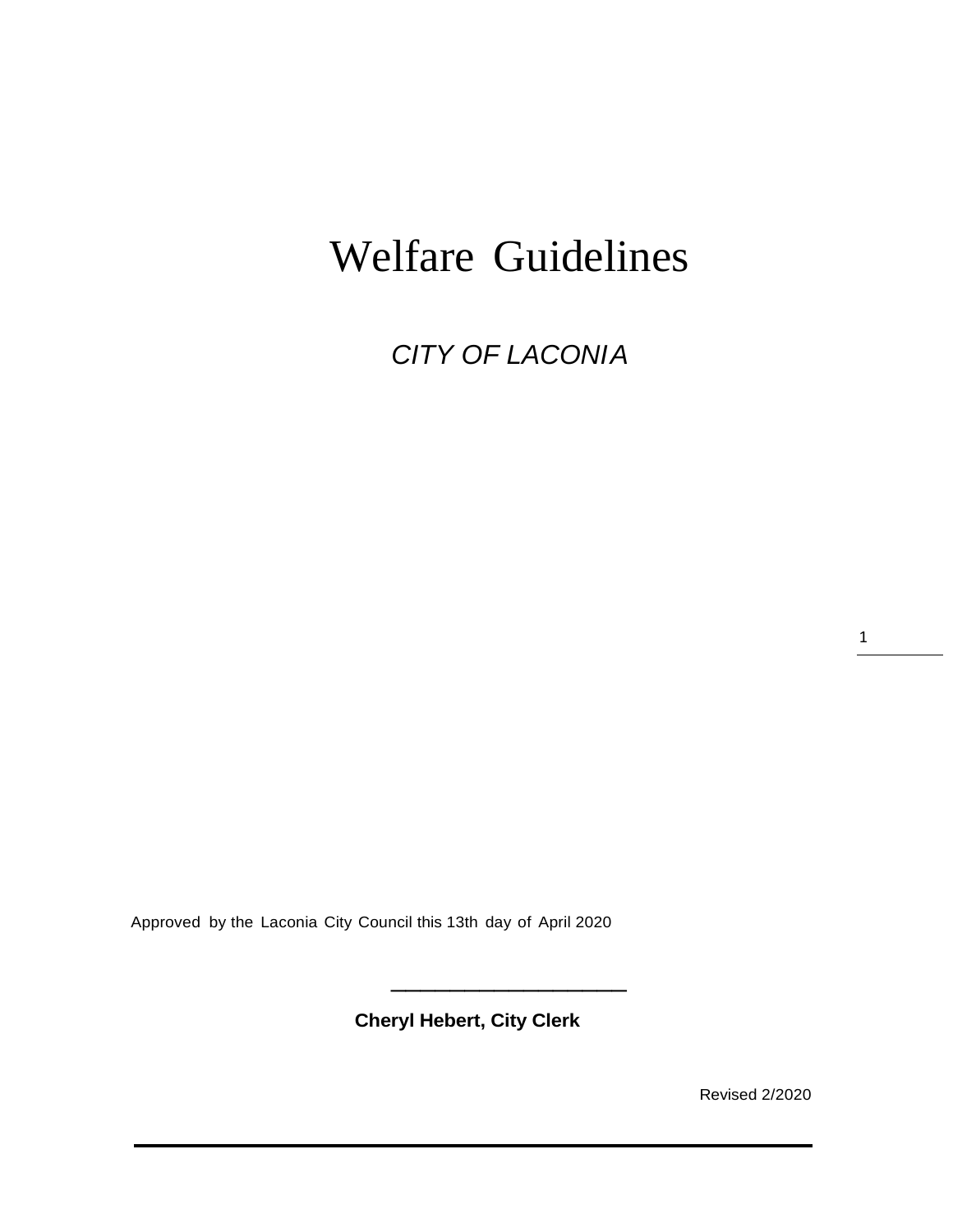# Welfare Guidelines

*CITY OF LACONIA*

Approved by the Laconia City Council this 13th day of April 2020

\_\_\_\_\_\_\_\_\_\_\_\_\_\_\_\_\_\_\_\_\_\_\_\_

**Cheryl Hebert, City Clerk**

Revised 2/2020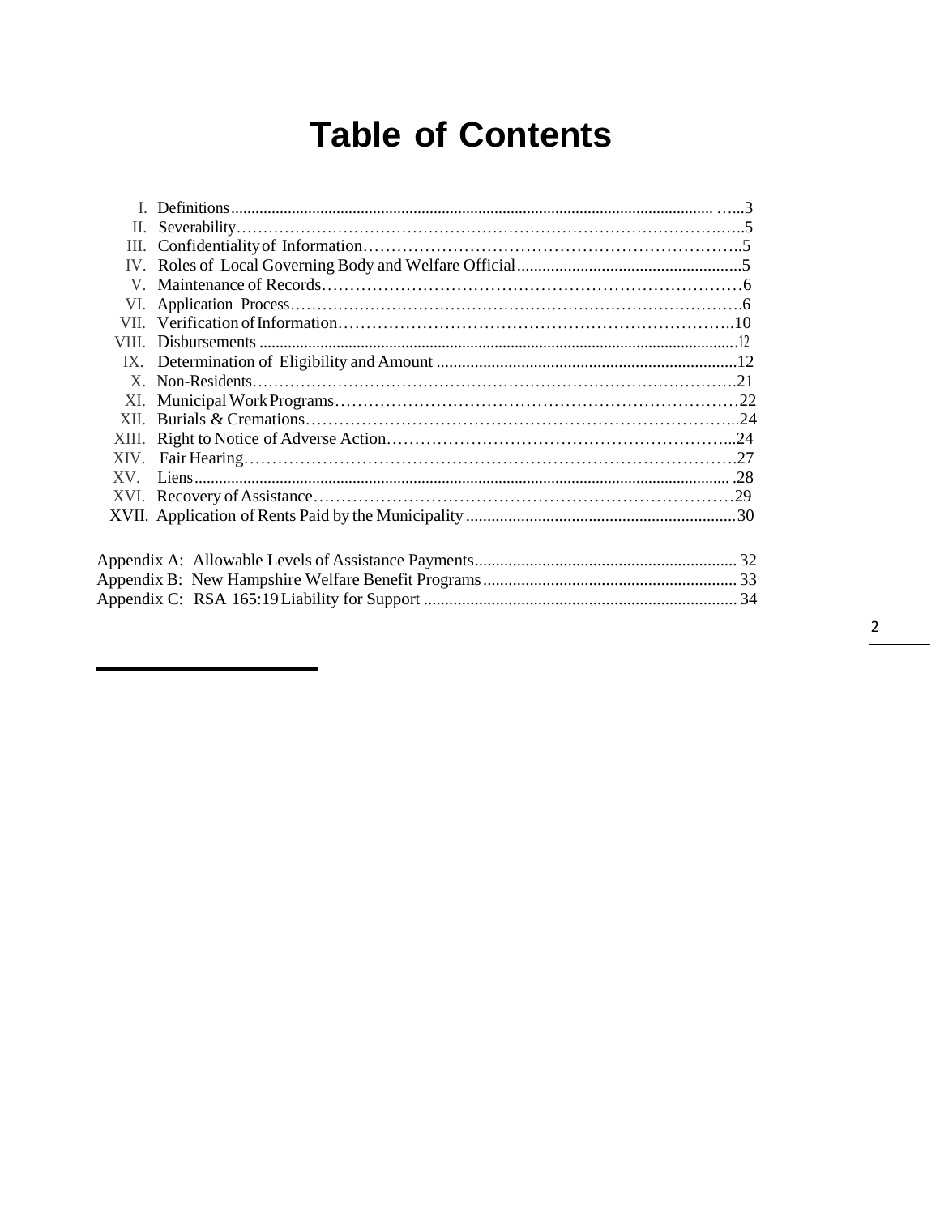# Table of Contents

| | | |
|---|---|---|
| I. | Definitions | 3 |
| II. | Severability | 5 |
| III. | Confidentiality of Information | 5 |
| IV. | Roles of Local Governing Body and Welfare Official | 5 |
| V. | Maintenance of Records | 6 |
| VI. | Application Process | 6 |
| VII. | Verification of Information | 10 |
| VIII. | Disbursements | 12 |
| IX. | Determination of Eligibility and Amount | 12 |
| X. | Non-Residents | 21 |
| XI. | Municipal Work Programs | 22 |
| XII. | Burials & Cremations | 24 |
| XIII. | Right to Notice of Adverse Action | 24 |
| XIV. | Fair Hearing | 27 |
| XV. | Liens | 28 |
| XVI. | Recovery of Assistance | 29 |
| XVII. | Application of Rents Paid by the Municipality | 30 |

| | |
|---|---|
| Appendix A: Allowable Levels of Assistance Payments | 32 |
| Appendix B: New Hampshire Welfare Benefit Programs | 33 |
| Appendix C: RSA 165:19 Liability for Support | 34 |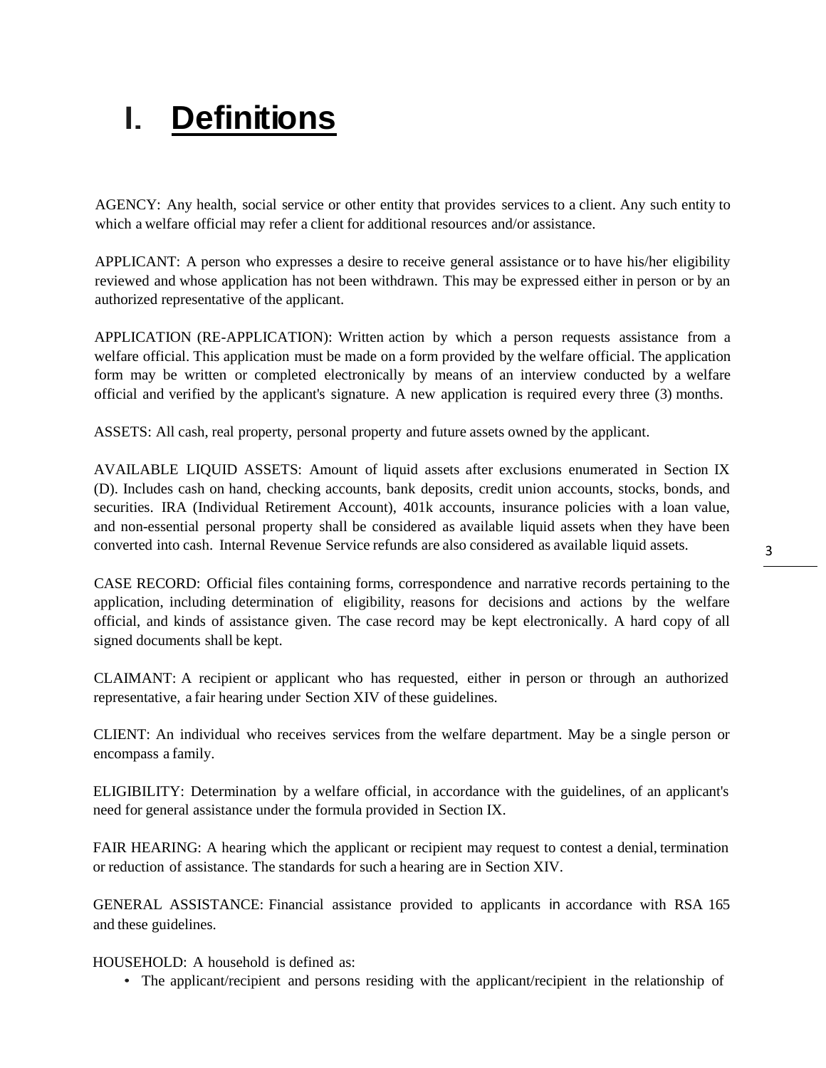# I. Definitions

AGENCY: Any health, social service or other entity that provides services to a client. Any such entity to which a welfare official may refer a client for additional resources and/or assistance.

APPLICANT: A person who expresses a desire to receive general assistance or to have his/her eligibility reviewed and whose application has not been withdrawn. This may be expressed either in person or by an authorized representative of the applicant.

APPLICATION (RE-APPLICATION): Written action by which a person requests assistance from a welfare official. This application must be made on a form provided by the welfare official. The application form may be written or completed electronically by means of an interview conducted by a welfare official and verified by the applicant's signature. A new application is required every three (3) months.

ASSETS: All cash, real property, personal property and future assets owned by the applicant.

AVAILABLE LIQUID ASSETS: Amount of liquid assets after exclusions enumerated in Section IX (D). Includes cash on hand, checking accounts, bank deposits, credit union accounts, stocks, bonds, and securities. IRA (Individual Retirement Account), 401k accounts, insurance policies with a loan value, and non-essential personal property shall be considered as available liquid assets when they have been converted into cash. Internal Revenue Service refunds are also considered as available liquid assets.

CASE RECORD: Official files containing forms, correspondence and narrative records pertaining to the application, including determination of eligibility, reasons for decisions and actions by the welfare official, and kinds of assistance given. The case record may be kept electronically. A hard copy of all signed documents shall be kept.

CLAIMANT: A recipient or applicant who has requested, either in person or through an authorized representative, a fair hearing under Section XIV of these guidelines.

CLIENT: An individual who receives services from the welfare department. May be a single person or encompass a family.

ELIGIBILITY: Determination by a welfare official, in accordance with the guidelines, of an applicant's need for general assistance under the formula provided in Section IX.

FAIR HEARING: A hearing which the applicant or recipient may request to contest a denial, termination or reduction of assistance. The standards for such a hearing are in Section XIV.

GENERAL ASSISTANCE: Financial assistance provided to applicants in accordance with RSA 165 and these guidelines.

HOUSEHOLD: A household is defined as:

- The applicant/recipient and persons residing with the applicant/recipient in the relationship of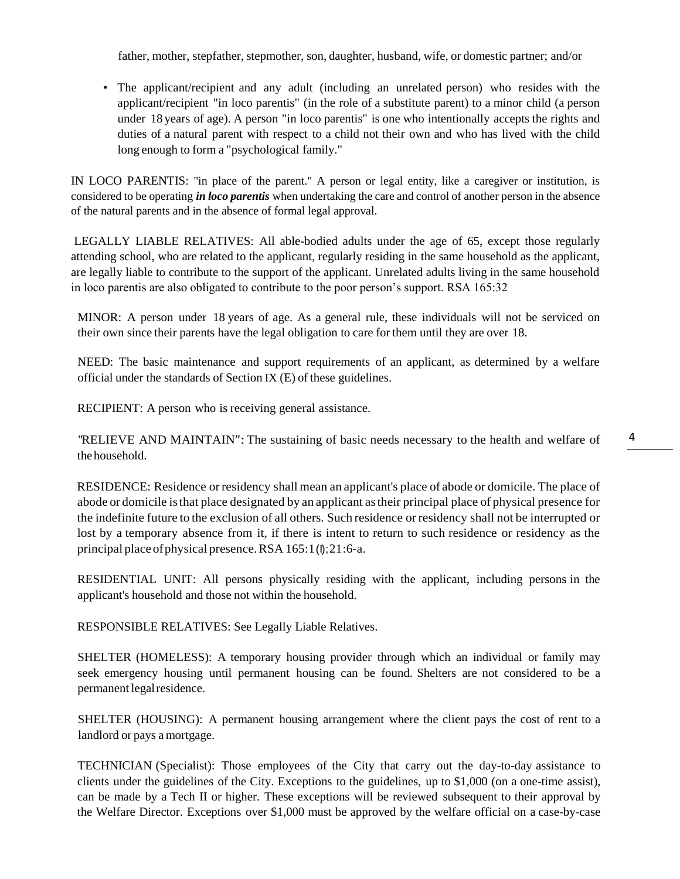father, mother, stepfather, stepmother, son, daughter, husband, wife, or domestic partner; and/or

- The applicant/recipient and any adult (including an unrelated person) who resides with the applicant/recipient "in loco parentis" (in the role of a substitute parent) to a minor child (a person under 18 years of age). A person "in loco parentis" is one who intentionally accepts the rights and duties of a natural parent with respect to a child not their own and who has lived with the child long enough to form a "psychological family."

IN LOCO PARENTIS: "in place of the parent." A person or legal entity, like a caregiver or institution, is considered to be operating ***in loco parentis*** when undertaking the care and control of another person in the absence of the natural parents and in the absence of formal legal approval.

LEGALLY LIABLE RELATIVES: All able-bodied adults under the age of 65, except those regularly attending school, who are related to the applicant, regularly residing in the same household as the applicant, are legally liable to contribute to the support of the applicant. Unrelated adults living in the same household in loco parentis are also obligated to contribute to the poor person's support. RSA 165:32

MINOR: A person under 18 years of age. As a general rule, these individuals will not be serviced on their own since their parents have the legal obligation to care for them until they are over 18.

NEED: The basic maintenance and support requirements of an applicant, as determined by a welfare official under the standards of Section IX (E) of these guidelines.

RECIPIENT: A person who is receiving general assistance.

"RELIEVE AND MAINTAIN": The sustaining of basic needs necessary to the health and welfare of the household.

RESIDENCE: Residence or residency shall mean an applicant's place of abode or domicile. The place of abode or domicile is that place designated by an applicant as their principal place of physical presence for the indefinite future to the exclusion of all others. Such residence or residency shall not be interrupted or lost by a temporary absence from it, if there is intent to return to such residence or residency as the principal place of physical presence. RSA 165:1(I); 21:6-a.

RESIDENTIAL UNIT: All persons physically residing with the applicant, including persons in the applicant's household and those not within the household.

RESPONSIBLE RELATIVES: See Legally Liable Relatives.

SHELTER (HOMELESS): A temporary housing provider through which an individual or family may seek emergency housing until permanent housing can be found. Shelters are not considered to be a permanent legal residence.

SHELTER (HOUSING): A permanent housing arrangement where the client pays the cost of rent to a landlord or pays a mortgage.

TECHNICIAN (Specialist): Those employees of the City that carry out the day-to-day assistance to clients under the guidelines of the City. Exceptions to the guidelines, up to $1,000 (on a one-time assist), can be made by a Tech II or higher. These exceptions will be reviewed subsequent to their approval by the Welfare Director. Exceptions over $1,000 must be approved by the welfare official on a case-by-case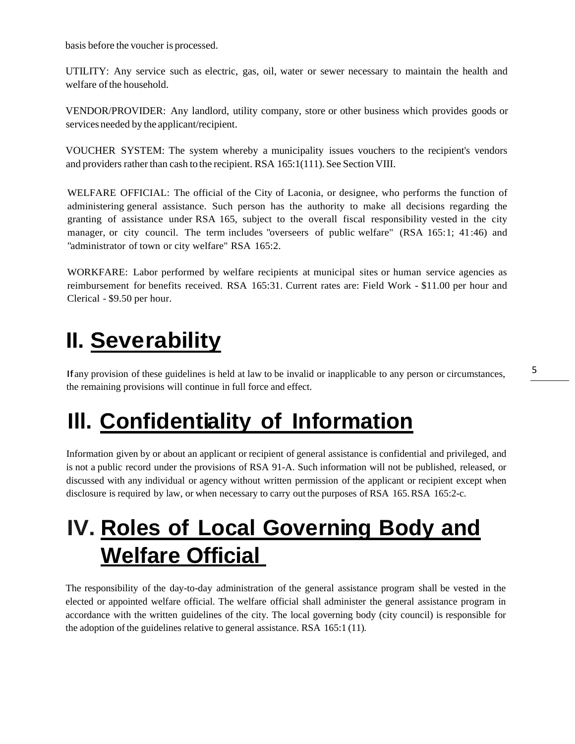basis before the voucher is processed.

UTILITY: Any service such as electric, gas, oil, water or sewer necessary to maintain the health and welfare of the household.

VENDOR/PROVIDER: Any landlord, utility company, store or other business which provides goods or services needed by the applicant/recipient.

VOUCHER SYSTEM: The system whereby a municipality issues vouchers to the recipient's vendors and providers rather than cash to the recipient. RSA 165:1(111). See Section VIII.

WELFARE OFFICIAL: The official of the City of Laconia, or designee, who performs the function of administering general assistance. Such person has the authority to make all decisions regarding the granting of assistance under RSA 165, subject to the overall fiscal responsibility vested in the city manager, or city council. The term includes "overseers of public welfare" (RSA 165:1; 41:46) and "administrator of town or city welfare" RSA 165:2.

WORKFARE: Labor performed by welfare recipients at municipal sites or human service agencies as reimbursement for benefits received. RSA 165:31. Current rates are: Field Work - $11.00 per hour and Clerical - $9.50 per hour.

# II. Severability

If any provision of these guidelines is held at law to be invalid or inapplicable to any person or circumstances, the remaining provisions will continue in full force and effect.

# III. Confidentiality of Information

Information given by or about an applicant or recipient of general assistance is confidential and privileged, and is not a public record under the provisions of RSA 91-A. Such information will not be published, released, or discussed with any individual or agency without written permission of the applicant or recipient except when disclosure is required by law, or when necessary to carry out the purposes of RSA 165. RSA 165:2-c.

# IV. Roles of Local Governing Body and Welfare Official

The responsibility of the day-to-day administration of the general assistance program shall be vested in the elected or appointed welfare official. The welfare official shall administer the general assistance program in accordance with the written guidelines of the city. The local governing body (city council) is responsible for the adoption of the guidelines relative to general assistance. RSA 165:1 (11).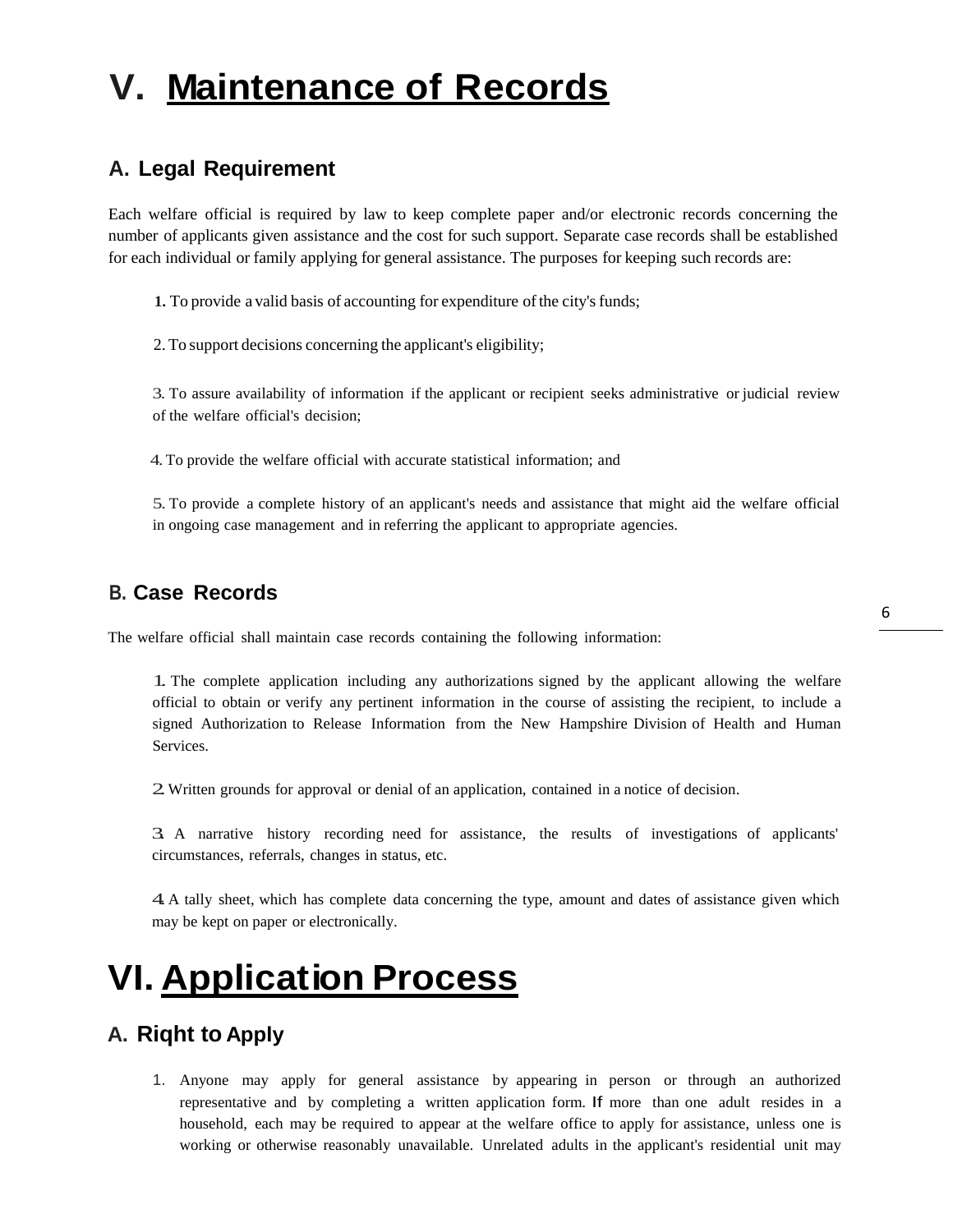# V. Maintenance of Records

## A. Legal Requirement

Each welfare official is required by law to keep complete paper and/or electronic records concerning the number of applicants given assistance and the cost for such support. Separate case records shall be established for each individual or family applying for general assistance. The purposes for keeping such records are:

1. To provide a valid basis of accounting for expenditure of the city's funds;

2. To support decisions concerning the applicant's eligibility;

3. To assure availability of information if the applicant or recipient seeks administrative or judicial review of the welfare official's decision;

4. To provide the welfare official with accurate statistical information; and

5. To provide a complete history of an applicant's needs and assistance that might aid the welfare official in ongoing case management and in referring the applicant to appropriate agencies.

## B. Case Records

The welfare official shall maintain case records containing the following information:

1. The complete application including any authorizations signed by the applicant allowing the welfare official to obtain or verify any pertinent information in the course of assisting the recipient, to include a signed Authorization to Release Information from the New Hampshire Division of Health and Human Services.

2. Written grounds for approval or denial of an application, contained in a notice of decision.

3. A narrative history recording need for assistance, the results of investigations of applicants' circumstances, referrals, changes in status, etc.

4. A tally sheet, which has complete data concerning the type, amount and dates of assistance given which may be kept on paper or electronically.

# VI. Application Process

## A. Riqht to Apply

1. Anyone may apply for general assistance by appearing in person or through an authorized representative and by completing a written application form. If more than one adult resides in a household, each may be required to appear at the welfare office to apply for assistance, unless one is working or otherwise reasonably unavailable. Unrelated adults in the applicant's residential unit may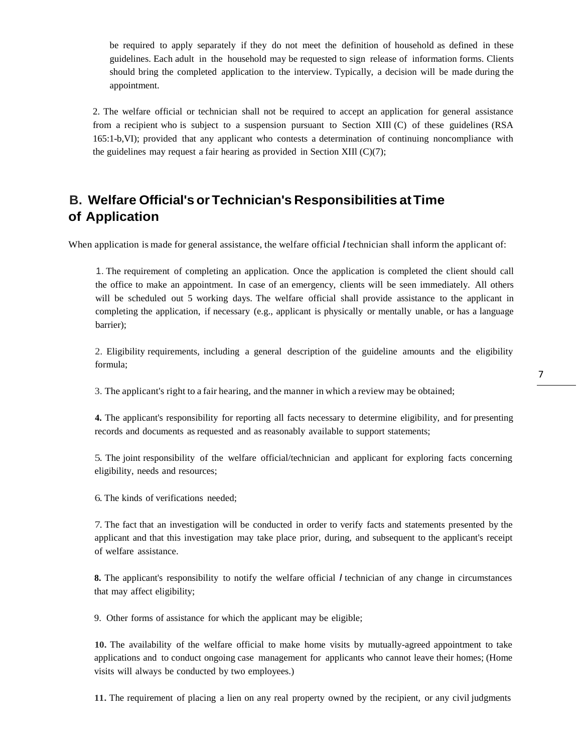be required to apply separately if they do not meet the definition of household as defined in these guidelines. Each adult in the household may be requested to sign release of information forms. Clients should bring the completed application to the interview. Typically, a decision will be made during the appointment.

2. The welfare official or technician shall not be required to accept an application for general assistance from a recipient who is subject to a suspension pursuant to Section XIIl (C) of these guidelines (RSA 165:1-b,VI); provided that any applicant who contests a determination of continuing noncompliance with the guidelines may request a fair hearing as provided in Section XIIl (C)(7);

## B. Welfare Official's or Technician's Responsibilities at Time of Application

When application is made for general assistance, the welfare official / technician shall inform the applicant of:

1. The requirement of completing an application. Once the application is completed the client should call the office to make an appointment. In case of an emergency, clients will be seen immediately. All others will be scheduled out 5 working days. The welfare official shall provide assistance to the applicant in completing the application, if necessary (e.g., applicant is physically or mentally unable, or has a language barrier);

2. Eligibility requirements, including a general description of the guideline amounts and the eligibility formula;

3. The applicant's right to a fair hearing, and the manner in which a review may be obtained;

**4.** The applicant's responsibility for reporting all facts necessary to determine eligibility, and for presenting records and documents as requested and as reasonably available to support statements;

5. The joint responsibility of the welfare official/technician and applicant for exploring facts concerning eligibility, needs and resources;

6. The kinds of verifications needed;

7. The fact that an investigation will be conducted in order to verify facts and statements presented by the applicant and that this investigation may take place prior, during, and subsequent to the applicant's receipt of welfare assistance.

**8.** The applicant's responsibility to notify the welfare official / technician of any change in circumstances that may affect eligibility;

9. Other forms of assistance for which the applicant may be eligible;

**10.** The availability of the welfare official to make home visits by mutually-agreed appointment to take applications and to conduct ongoing case management for applicants who cannot leave their homes; (Home visits will always be conducted by two employees.)

**11.** The requirement of placing a lien on any real property owned by the recipient, or any civil judgments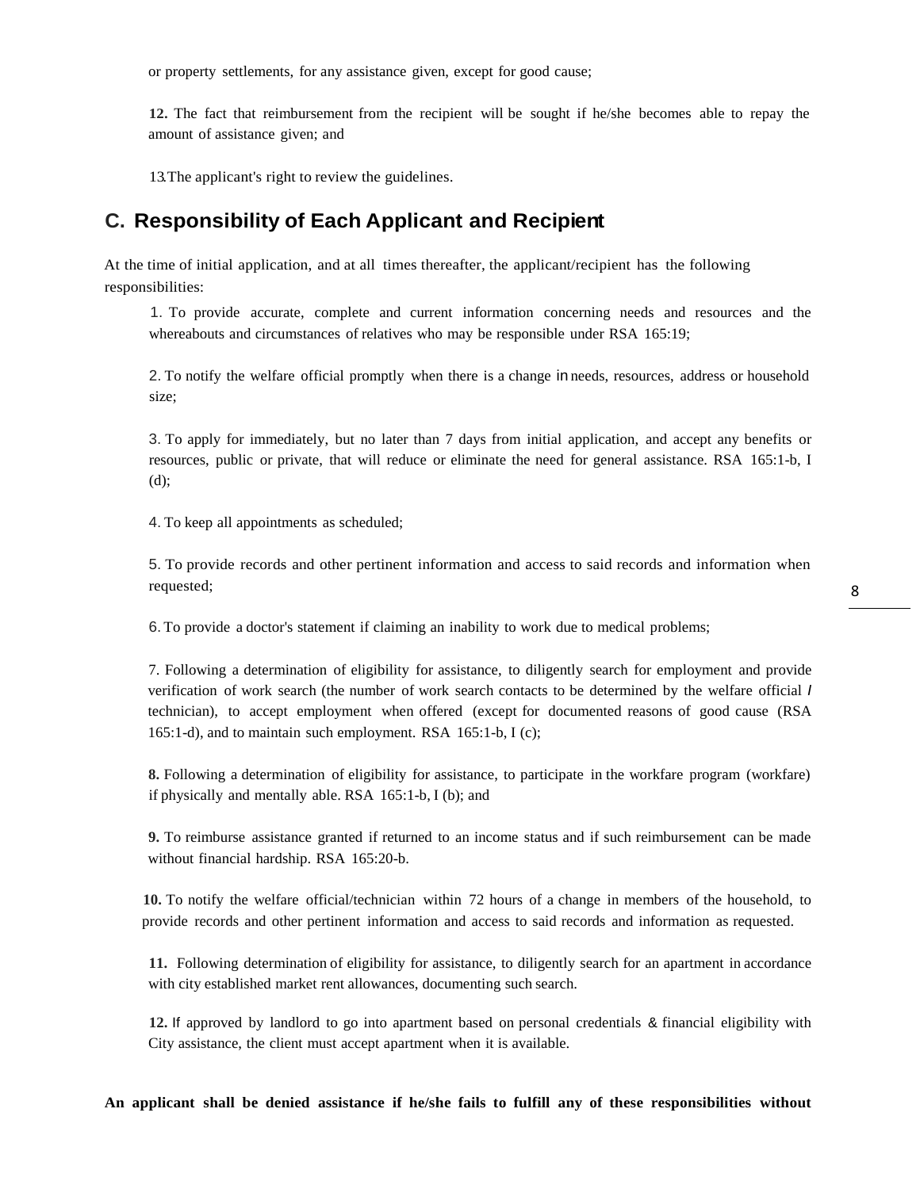or property settlements, for any assistance given, except for good cause;

**12.** The fact that reimbursement from the recipient will be sought if he/she becomes able to repay the amount of assistance given; and

13.The applicant's right to review the guidelines.

## C. Responsibility of Each Applicant and Recipient

At the time of initial application, and at all times thereafter, the applicant/recipient has the following responsibilities:

1. To provide accurate, complete and current information concerning needs and resources and the whereabouts and circumstances of relatives who may be responsible under RSA 165:19;

2. To notify the welfare official promptly when there is a change in needs, resources, address or household size;

3. To apply for immediately, but no later than 7 days from initial application, and accept any benefits or resources, public or private, that will reduce or eliminate the need for general assistance. RSA 165:1-b, I (d);

4. To keep all appointments as scheduled;

5. To provide records and other pertinent information and access to said records and information when requested;

6. To provide a doctor's statement if claiming an inability to work due to medical problems;

7. Following a determination of eligibility for assistance, to diligently search for employment and provide verification of work search (the number of work search contacts to be determined by the welfare official / technician), to accept employment when offered (except for documented reasons of good cause (RSA 165:1-d), and to maintain such employment. RSA 165:1-b, I (c);

**8.** Following a determination of eligibility for assistance, to participate in the workfare program (workfare) if physically and mentally able. RSA 165:1-b, I (b); and

**9.** To reimburse assistance granted if returned to an income status and if such reimbursement can be made without financial hardship. RSA 165:20-b.

**10.** To notify the welfare official/technician within 72 hours of a change in members of the household, to provide records and other pertinent information and access to said records and information as requested.

**11.** Following determination of eligibility for assistance, to diligently search for an apartment in accordance with city established market rent allowances, documenting such search.

**12.** If approved by landlord to go into apartment based on personal credentials & financial eligibility with City assistance, the client must accept apartment when it is available.

**An applicant shall be denied assistance if he/she fails to fulfill any of these responsibilities without**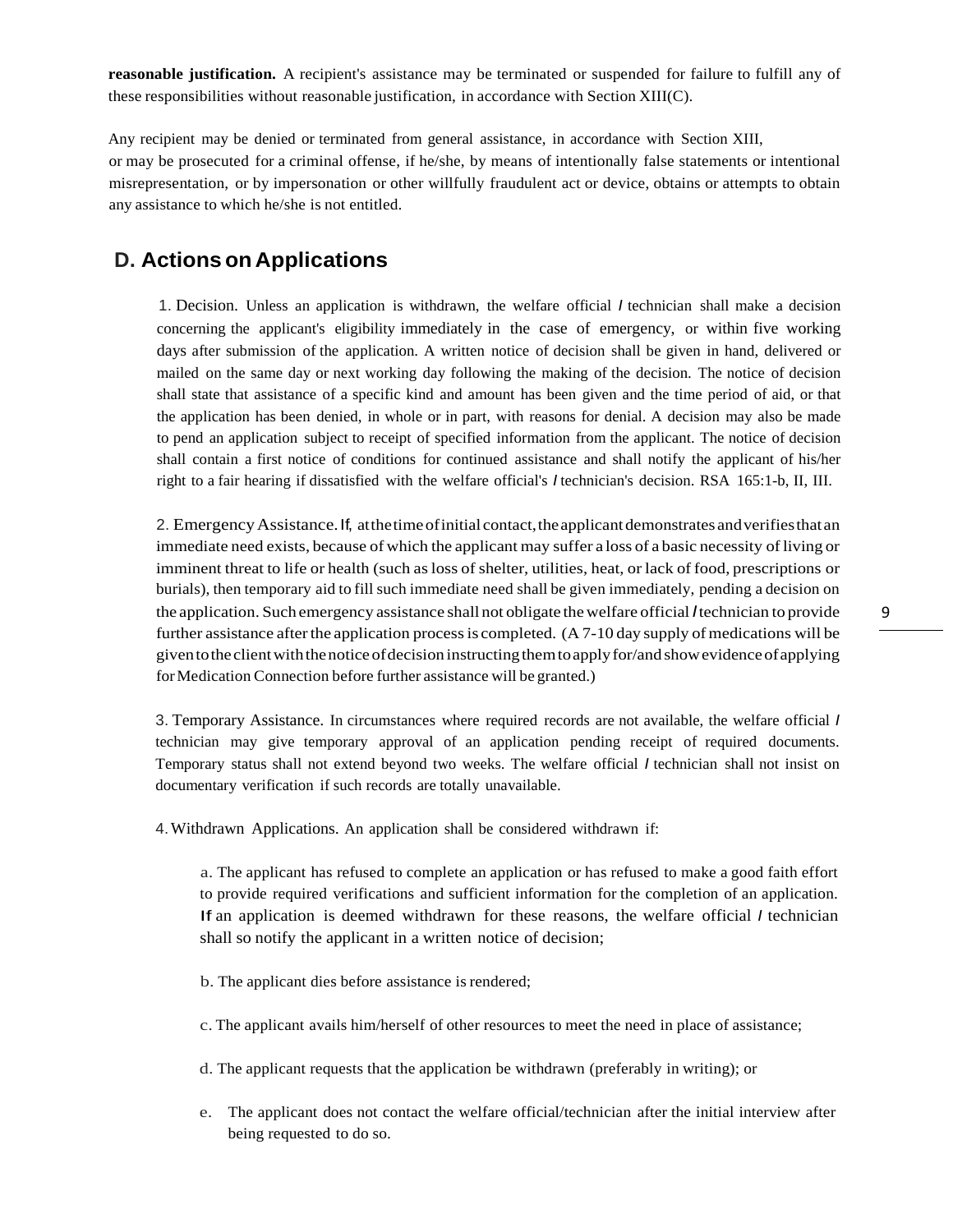**reasonable justification.** A recipient's assistance may be terminated or suspended for failure to fulfill any of these responsibilities without reasonable justification, in accordance with Section XIII(C).

Any recipient may be denied or terminated from general assistance, in accordance with Section XIII, or may be prosecuted for a criminal offense, if he/she, by means of intentionally false statements or intentional misrepresentation, or by impersonation or other willfully fraudulent act or device, obtains or attempts to obtain any assistance to which he/she is not entitled.

## D. Actions on Applications

1. Decision. Unless an application is withdrawn, the welfare official / technician shall make a decision concerning the applicant's eligibility immediately in the case of emergency, or within five working days after submission of the application. A written notice of decision shall be given in hand, delivered or mailed on the same day or next working day following the making of the decision. The notice of decision shall state that assistance of a specific kind and amount has been given and the time period of aid, or that the application has been denied, in whole or in part, with reasons for denial. A decision may also be made to pend an application subject to receipt of specified information from the applicant. The notice of decision shall contain a first notice of conditions for continued assistance and shall notify the applicant of his/her right to a fair hearing if dissatisfied with the welfare official's / technician's decision. RSA 165:1-b, II, III.

2. Emergency Assistance. If, at the time of initial contact, the applicant demonstrates and verifies that an immediate need exists, because of which the applicant may suffer a loss of a basic necessity of living or imminent threat to life or health (such as loss of shelter, utilities, heat, or lack of food, prescriptions or burials), then temporary aid to fill such immediate need shall be given immediately, pending a decision on the application. Such emergency assistance shall not obligate the welfare official / technician to provide further assistance after the application process is completed. (A 7-10 day supply of medications will be given to the client with the notice of decision instructing them to apply for/and show evidence of applying for Medication Connection before further assistance will be granted.)

3. Temporary Assistance. In circumstances where required records are not available, the welfare official / technician may give temporary approval of an application pending receipt of required documents. Temporary status shall not extend beyond two weeks. The welfare official / technician shall not insist on documentary verification if such records are totally unavailable.

4. Withdrawn Applications. An application shall be considered withdrawn if:

   a. The applicant has refused to complete an application or has refused to make a good faith effort to provide required verifications and sufficient information for the completion of an application. If an application is deemed withdrawn for these reasons, the welfare official / technician shall so notify the applicant in a written notice of decision;

   b. The applicant dies before assistance is rendered;

   c. The applicant avails him/herself of other resources to meet the need in place of assistance;

   d. The applicant requests that the application be withdrawn (preferably in writing); or

   e. The applicant does not contact the welfare official/technician after the initial interview after being requested to do so.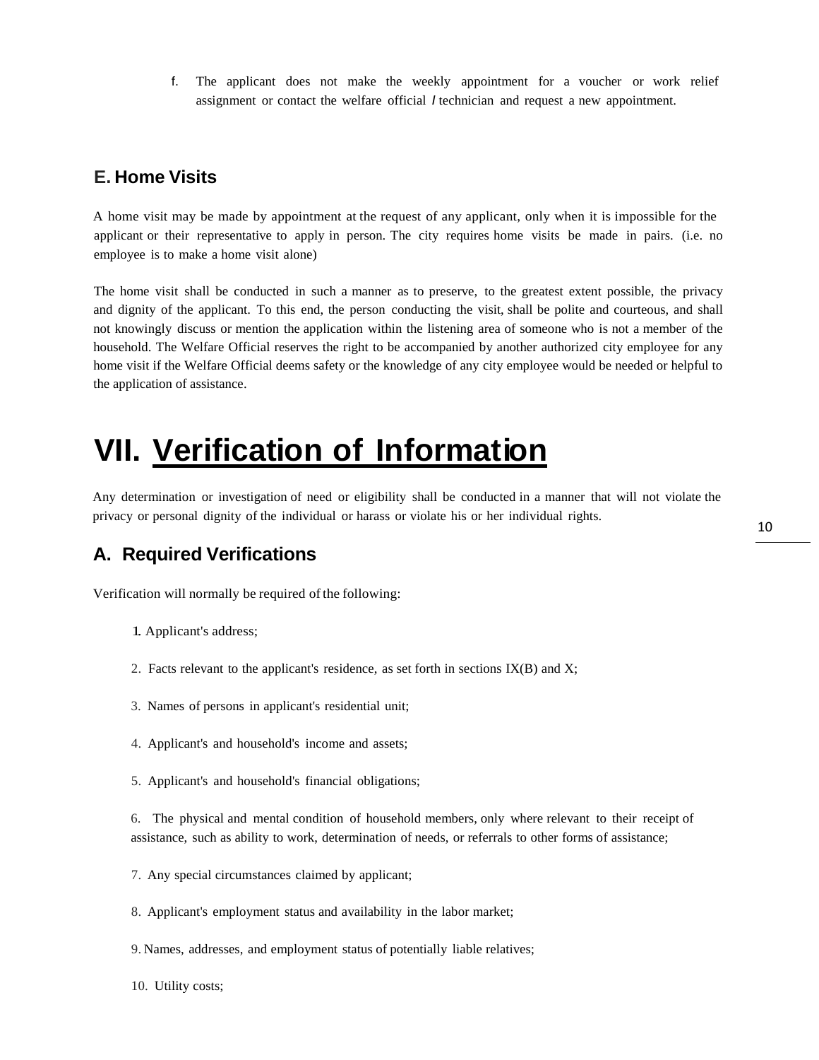f. The applicant does not make the weekly appointment for a voucher or work relief assignment or contact the welfare official / technician and request a new appointment.

## E. Home Visits

A home visit may be made by appointment at the request of any applicant, only when it is impossible for the applicant or their representative to apply in person. The city requires home visits be made in pairs. (i.e. no employee is to make a home visit alone)

The home visit shall be conducted in such a manner as to preserve, to the greatest extent possible, the privacy and dignity of the applicant. To this end, the person conducting the visit, shall be polite and courteous, and shall not knowingly discuss or mention the application within the listening area of someone who is not a member of the household. The Welfare Official reserves the right to be accompanied by another authorized city employee for any home visit if the Welfare Official deems safety or the knowledge of any city employee would be needed or helpful to the application of assistance.

# VII. Verification of Information

Any determination or investigation of need or eligibility shall be conducted in a manner that will not violate the privacy or personal dignity of the individual or harass or violate his or her individual rights.

## A. Required Verifications

Verification will normally be required of the following:

1. Applicant's address;
2. Facts relevant to the applicant's residence, as set forth in sections IX(B) and X;
3. Names of persons in applicant's residential unit;
4. Applicant's and household's income and assets;
5. Applicant's and household's financial obligations;
6. The physical and mental condition of household members, only where relevant to their receipt of assistance, such as ability to work, determination of needs, or referrals to other forms of assistance;
7. Any special circumstances claimed by applicant;
8. Applicant's employment status and availability in the labor market;
9. Names, addresses, and employment status of potentially liable relatives;
10. Utility costs;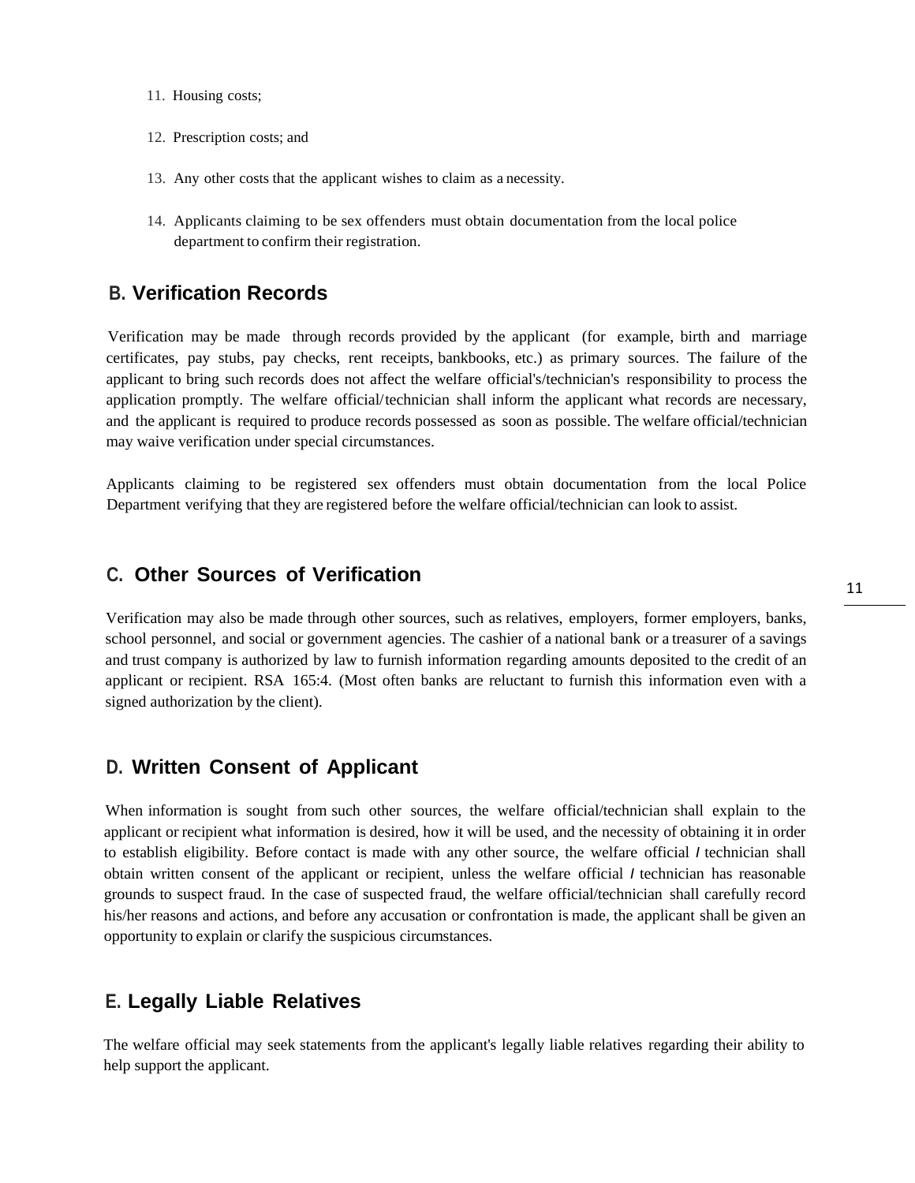11. Housing costs;
12. Prescription costs; and
13. Any other costs that the applicant wishes to claim as a necessity.
14. Applicants claiming to be sex offenders must obtain documentation from the local police department to confirm their registration.

## B. Verification Records

Verification may be made through records provided by the applicant (for example, birth and marriage certificates, pay stubs, pay checks, rent receipts, bankbooks, etc.) as primary sources. The failure of the applicant to bring such records does not affect the welfare official's/technician's responsibility to process the application promptly. The welfare official/technician shall inform the applicant what records are necessary, and the applicant is required to produce records possessed as soon as possible. The welfare official/technician may waive verification under special circumstances.

Applicants claiming to be registered sex offenders must obtain documentation from the local Police Department verifying that they are registered before the welfare official/technician can look to assist.

## C. Other Sources of Verification

Verification may also be made through other sources, such as relatives, employers, former employers, banks, school personnel, and social or government agencies. The cashier of a national bank or a treasurer of a savings and trust company is authorized by law to furnish information regarding amounts deposited to the credit of an applicant or recipient. RSA 165:4. (Most often banks are reluctant to furnish this information even with a signed authorization by the client).

## D. Written Consent of Applicant

When information is sought from such other sources, the welfare official/technician shall explain to the applicant or recipient what information is desired, how it will be used, and the necessity of obtaining it in order to establish eligibility. Before contact is made with any other source, the welfare official / technician shall obtain written consent of the applicant or recipient, unless the welfare official / technician has reasonable grounds to suspect fraud. In the case of suspected fraud, the welfare official/technician shall carefully record his/her reasons and actions, and before any accusation or confrontation is made, the applicant shall be given an opportunity to explain or clarify the suspicious circumstances.

## E. Legally Liable Relatives

The welfare official may seek statements from the applicant's legally liable relatives regarding their ability to help support the applicant.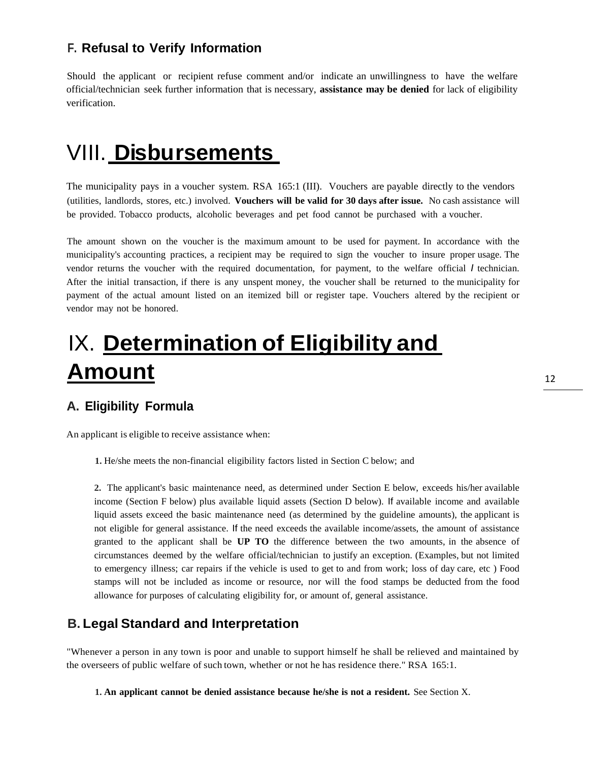### F. Refusal to Verify Information

Should the applicant or recipient refuse comment and/or indicate an unwillingness to have the welfare official/technician seek further information that is necessary, **assistance may be denied** for lack of eligibility verification.

# VIII. **Disbursements**

The municipality pays in a voucher system. RSA 165:1 (III). Vouchers are payable directly to the vendors (utilities, landlords, stores, etc.) involved. **Vouchers will be valid for 30 days after issue.** No cash assistance will be provided. Tobacco products, alcoholic beverages and pet food cannot be purchased with a voucher.

The amount shown on the voucher is the maximum amount to be used for payment. In accordance with the municipality's accounting practices, a recipient may be required to sign the voucher to insure proper usage. The vendor returns the voucher with the required documentation, for payment, to the welfare official / technician. After the initial transaction, if there is any unspent money, the voucher shall be returned to the municipality for payment of the actual amount listed on an itemized bill or register tape. Vouchers altered by the recipient or vendor may not be honored.

# IX. **Determination of Eligibility and Amount**

### A. Eligibility Formula

An applicant is eligible to receive assistance when:

**1.** He/she meets the non-financial eligibility factors listed in Section C below; and

**2.** The applicant's basic maintenance need, as determined under Section E below, exceeds his/her available income (Section F below) plus available liquid assets (Section D below). If available income and available liquid assets exceed the basic maintenance need (as determined by the guideline amounts), the applicant is not eligible for general assistance. If the need exceeds the available income/assets, the amount of assistance granted to the applicant shall be **UP TO** the difference between the two amounts, in the absence of circumstances deemed by the welfare official/technician to justify an exception. (Examples, but not limited to emergency illness; car repairs if the vehicle is used to get to and from work; loss of day care, etc ) Food stamps will not be included as income or resource, nor will the food stamps be deducted from the food allowance for purposes of calculating eligibility for, or amount of, general assistance.

### B. Legal Standard and Interpretation

"Whenever a person in any town is poor and unable to support himself he shall be relieved and maintained by the overseers of public welfare of such town, whether or not he has residence there." RSA 165:1.

**1. An applicant cannot be denied assistance because he/she is not a resident.** See Section X.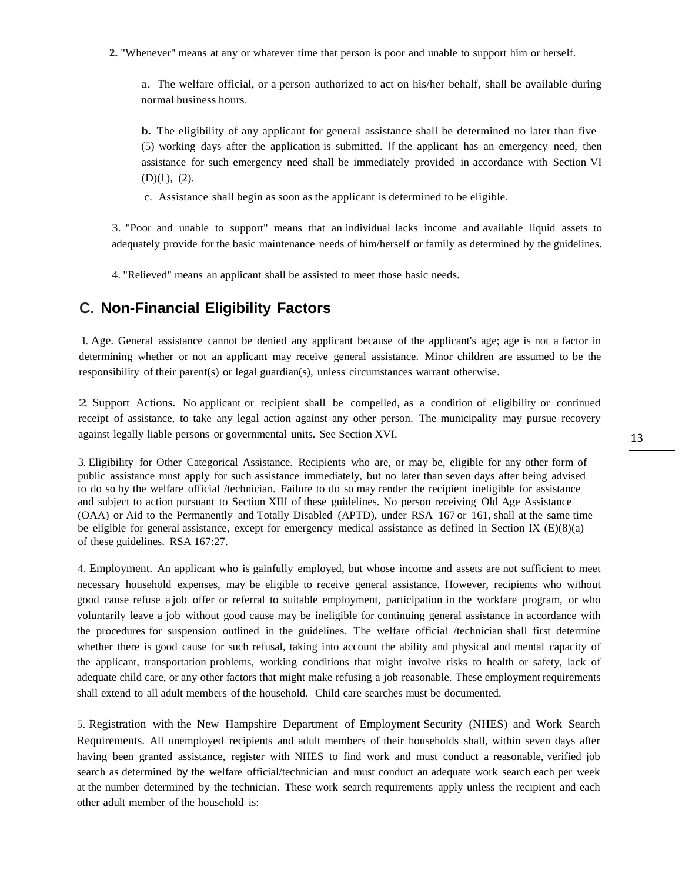**2.** "Whenever" means at any or whatever time that person is poor and unable to support him or herself.

a. The welfare official, or a person authorized to act on his/her behalf, shall be available during normal business hours.

**b.** The eligibility of any applicant for general assistance shall be determined no later than five (5) working days after the application is submitted. If the applicant has an emergency need, then assistance for such emergency need shall be immediately provided in accordance with Section VI (D)(l), (2).

c. Assistance shall begin as soon as the applicant is determined to be eligible.

3. "Poor and unable to support" means that an individual lacks income and available liquid assets to adequately provide for the basic maintenance needs of him/herself or family as determined by the guidelines.

4. "Relieved" means an applicant shall be assisted to meet those basic needs.

## C. Non-Financial Eligibility Factors

1. Age. General assistance cannot be denied any applicant because of the applicant's age; age is not a factor in determining whether or not an applicant may receive general assistance. Minor children are assumed to be the responsibility of their parent(s) or legal guardian(s), unless circumstances warrant otherwise.

2. Support Actions. No applicant or recipient shall be compelled, as a condition of eligibility or continued receipt of assistance, to take any legal action against any other person. The municipality may pursue recovery against legally liable persons or governmental units. See Section XVI.

3. Eligibility for Other Categorical Assistance. Recipients who are, or may be, eligible for any other form of public assistance must apply for such assistance immediately, but no later than seven days after being advised to do so by the welfare official /technician. Failure to do so may render the recipient ineligible for assistance and subject to action pursuant to Section XIII of these guidelines. No person receiving Old Age Assistance (OAA) or Aid to the Permanently and Totally Disabled (APTD), under RSA 167 or 161, shall at the same time be eligible for general assistance, except for emergency medical assistance as defined in Section IX (E)(8)(a) of these guidelines. RSA 167:27.

4. Employment. An applicant who is gainfully employed, but whose income and assets are not sufficient to meet necessary household expenses, may be eligible to receive general assistance. However, recipients who without good cause refuse a job offer or referral to suitable employment, participation in the workfare program, or who voluntarily leave a job without good cause may be ineligible for continuing general assistance in accordance with the procedures for suspension outlined in the guidelines. The welfare official /technician shall first determine whether there is good cause for such refusal, taking into account the ability and physical and mental capacity of the applicant, transportation problems, working conditions that might involve risks to health or safety, lack of adequate child care, or any other factors that might make refusing a job reasonable. These employment requirements shall extend to all adult members of the household. Child care searches must be documented.

5. Registration with the New Hampshire Department of Employment Security (NHES) and Work Search Requirements. All unemployed recipients and adult members of their households shall, within seven days after having been granted assistance, register with NHES to find work and must conduct a reasonable, verified job search as determined by the welfare official/technician and must conduct an adequate work search each per week at the number determined by the technician. These work search requirements apply unless the recipient and each other adult member of the household is: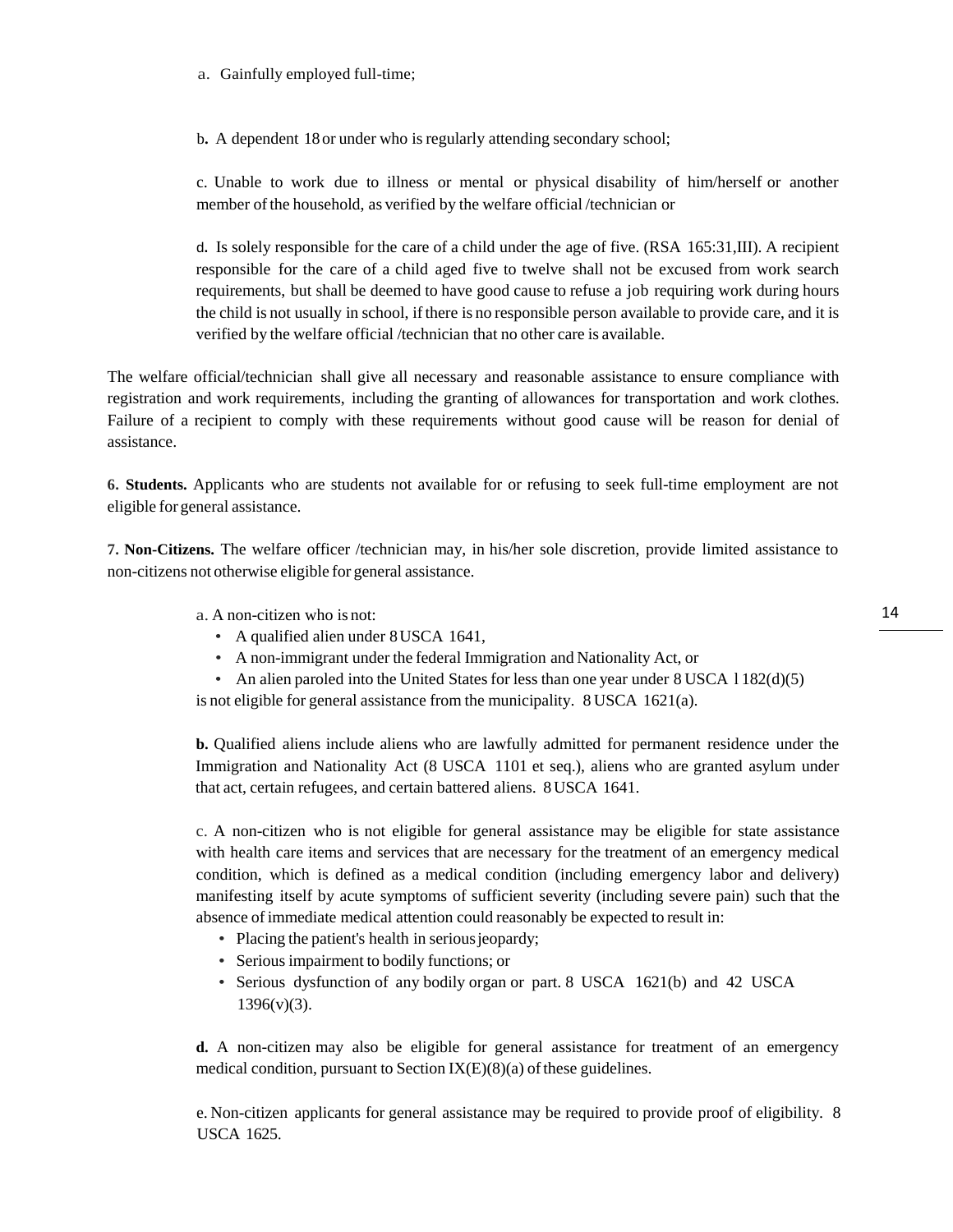a. Gainfully employed full-time;

b. A dependent 18 or under who is regularly attending secondary school;

c. Unable to work due to illness or mental or physical disability of him/herself or another member of the household, as verified by the welfare official /technician or

d. Is solely responsible for the care of a child under the age of five. (RSA 165:31,III). A recipient responsible for the care of a child aged five to twelve shall not be excused from work search requirements, but shall be deemed to have good cause to refuse a job requiring work during hours the child is not usually in school, if there is no responsible person available to provide care, and it is verified by the welfare official /technician that no other care is available.

The welfare official/technician shall give all necessary and reasonable assistance to ensure compliance with registration and work requirements, including the granting of allowances for transportation and work clothes. Failure of a recipient to comply with these requirements without good cause will be reason for denial of assistance.

**6. Students.** Applicants who are students not available for or refusing to seek full-time employment are not eligible for general assistance.

**7. Non-Citizens.** The welfare officer /technician may, in his/her sole discretion, provide limited assistance to non-citizens not otherwise eligible for general assistance.

a. A non-citizen who is not:

- A qualified alien under 8 USCA 1641,
- A non-immigrant under the federal Immigration and Nationality Act, or
- An alien paroled into the United States for less than one year under 8 USCA 1182(d)(5)

is not eligible for general assistance from the municipality. 8 USCA 1621(a).

**b.** Qualified aliens include aliens who are lawfully admitted for permanent residence under the Immigration and Nationality Act (8 USCA 1101 et seq.), aliens who are granted asylum under that act, certain refugees, and certain battered aliens. 8 USCA 1641.

c. A non-citizen who is not eligible for general assistance may be eligible for state assistance with health care items and services that are necessary for the treatment of an emergency medical condition, which is defined as a medical condition (including emergency labor and delivery) manifesting itself by acute symptoms of sufficient severity (including severe pain) such that the absence of immediate medical attention could reasonably be expected to result in:

- Placing the patient's health in serious jeopardy;
- Serious impairment to bodily functions; or
- Serious dysfunction of any bodily organ or part. 8 USCA 1621(b) and 42 USCA 1396(v)(3).

**d.** A non-citizen may also be eligible for general assistance for treatment of an emergency medical condition, pursuant to Section IX(E)(8)(a) of these guidelines.

e. Non-citizen applicants for general assistance may be required to provide proof of eligibility. 8 USCA 1625.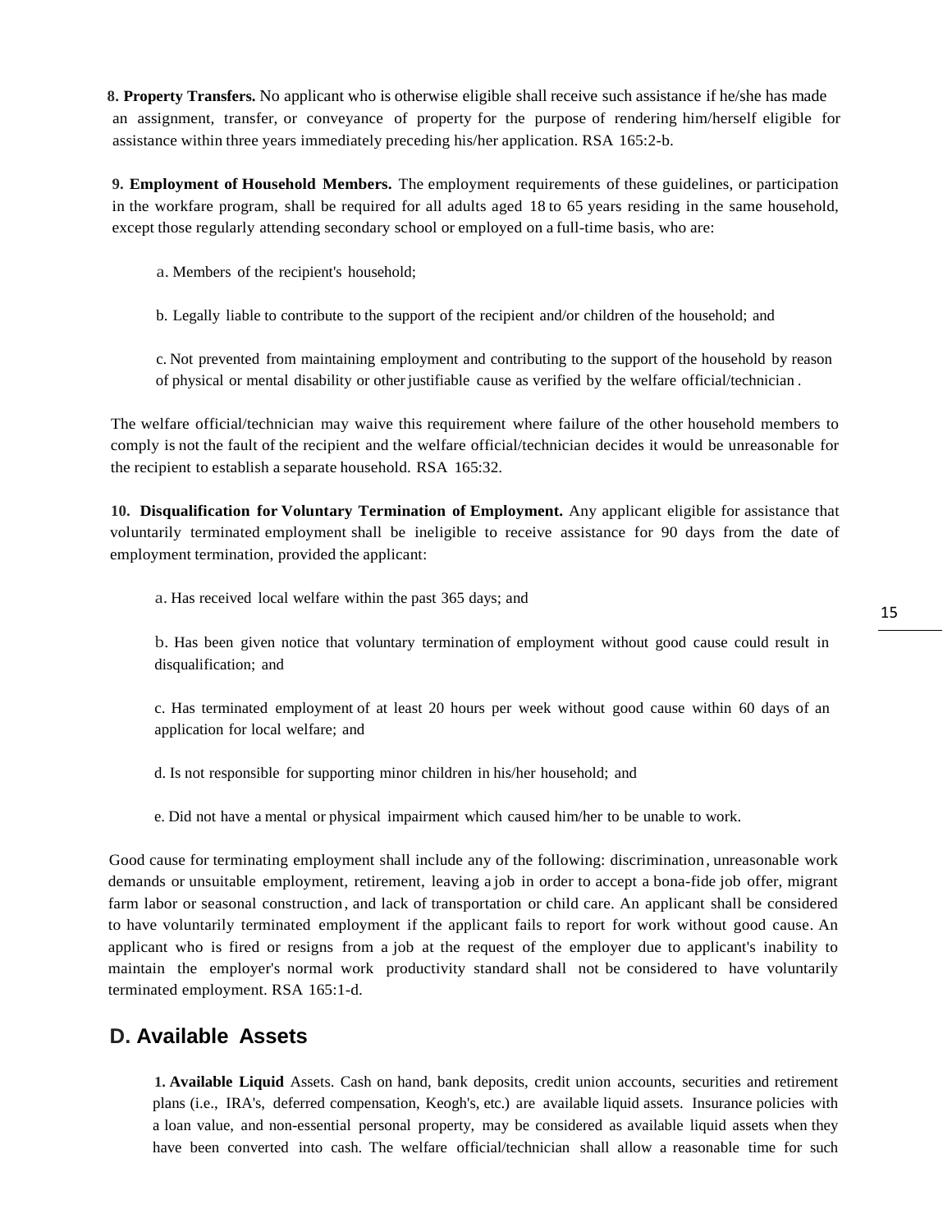**8. Property Transfers.** No applicant who is otherwise eligible shall receive such assistance if he/she has made an assignment, transfer, or conveyance of property for the purpose of rendering him/herself eligible for assistance within three years immediately preceding his/her application. RSA 165:2-b.

**9. Employment of Household Members.** The employment requirements of these guidelines, or participation in the workfare program, shall be required for all adults aged 18 to 65 years residing in the same household, except those regularly attending secondary school or employed on a full-time basis, who are:

a. Members of the recipient's household;

b. Legally liable to contribute to the support of the recipient and/or children of the household; and

c. Not prevented from maintaining employment and contributing to the support of the household by reason of physical or mental disability or other justifiable cause as verified by the welfare official/technician.

The welfare official/technician may waive this requirement where failure of the other household members to comply is not the fault of the recipient and the welfare official/technician decides it would be unreasonable for the recipient to establish a separate household. RSA 165:32.

**10. Disqualification for Voluntary Termination of Employment.** Any applicant eligible for assistance that voluntarily terminated employment shall be ineligible to receive assistance for 90 days from the date of employment termination, provided the applicant:

a. Has received local welfare within the past 365 days; and

b. Has been given notice that voluntary termination of employment without good cause could result in disqualification; and

c. Has terminated employment of at least 20 hours per week without good cause within 60 days of an application for local welfare; and

d. Is not responsible for supporting minor children in his/her household; and

e. Did not have a mental or physical impairment which caused him/her to be unable to work.

Good cause for terminating employment shall include any of the following: discrimination, unreasonable work demands or unsuitable employment, retirement, leaving a job in order to accept a bona-fide job offer, migrant farm labor or seasonal construction, and lack of transportation or child care. An applicant shall be considered to have voluntarily terminated employment if the applicant fails to report for work without good cause. An applicant who is fired or resigns from a job at the request of the employer due to applicant's inability to maintain the employer's normal work productivity standard shall not be considered to have voluntarily terminated employment. RSA 165:1-d.

## D. Available Assets

**1. Available Liquid** Assets. Cash on hand, bank deposits, credit union accounts, securities and retirement plans (i.e., IRA's, deferred compensation, Keogh's, etc.) are available liquid assets. Insurance policies with a loan value, and non-essential personal property, may be considered as available liquid assets when they have been converted into cash. The welfare official/technician shall allow a reasonable time for such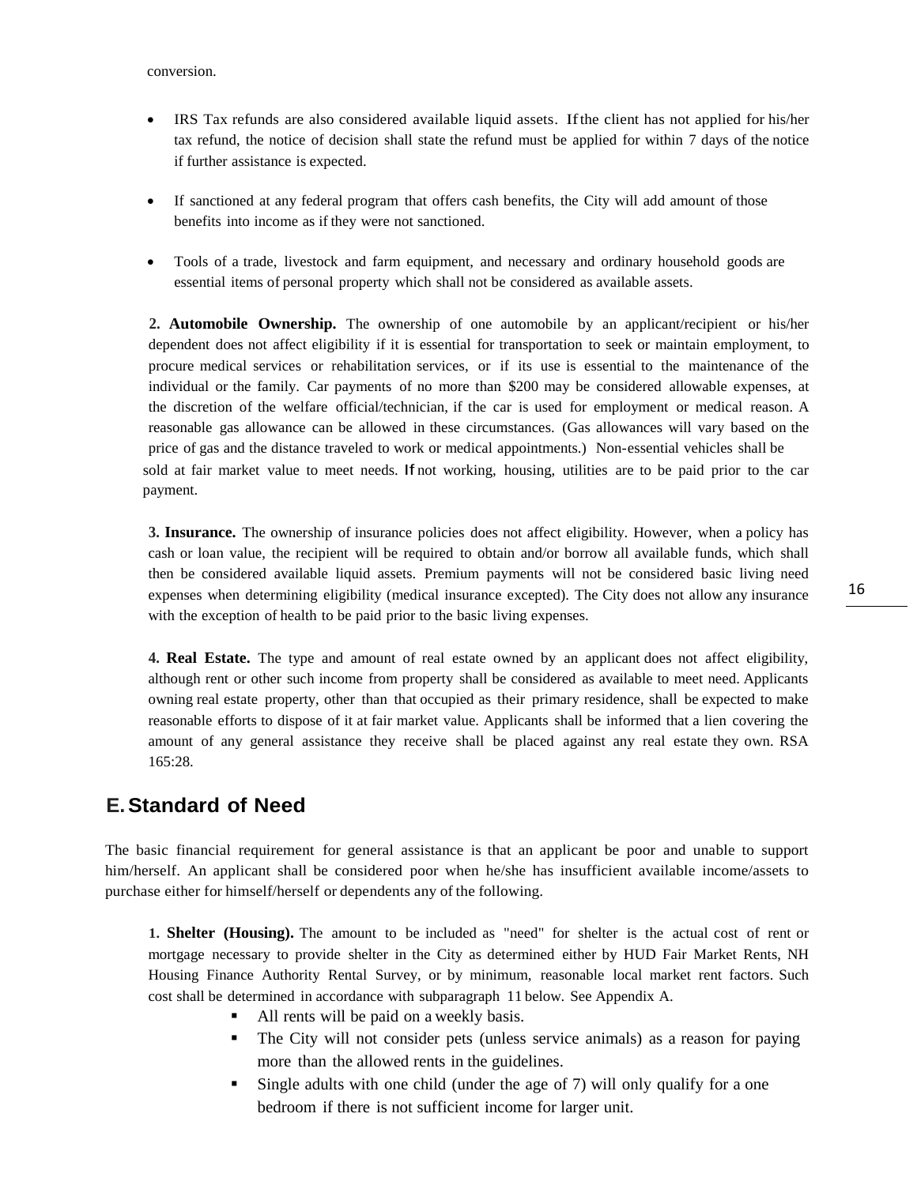conversion.

- IRS Tax refunds are also considered available liquid assets. If the client has not applied for his/her tax refund, the notice of decision shall state the refund must be applied for within 7 days of the notice if further assistance is expected.
- If sanctioned at any federal program that offers cash benefits, the City will add amount of those benefits into income as if they were not sanctioned.
- Tools of a trade, livestock and farm equipment, and necessary and ordinary household goods are essential items of personal property which shall not be considered as available assets.

**2. Automobile Ownership.** The ownership of one automobile by an applicant/recipient or his/her dependent does not affect eligibility if it is essential for transportation to seek or maintain employment, to procure medical services or rehabilitation services, or if its use is essential to the maintenance of the individual or the family. Car payments of no more than $200 may be considered allowable expenses, at the discretion of the welfare official/technician, if the car is used for employment or medical reason. A reasonable gas allowance can be allowed in these circumstances. (Gas allowances will vary based on the price of gas and the distance traveled to work or medical appointments.) Non-essential vehicles shall be sold at fair market value to meet needs. If not working, housing, utilities are to be paid prior to the car payment.

**3. Insurance.** The ownership of insurance policies does not affect eligibility. However, when a policy has cash or loan value, the recipient will be required to obtain and/or borrow all available funds, which shall then be considered available liquid assets. Premium payments will not be considered basic living need expenses when determining eligibility (medical insurance excepted). The City does not allow any insurance with the exception of health to be paid prior to the basic living expenses.

**4. Real Estate.** The type and amount of real estate owned by an applicant does not affect eligibility, although rent or other such income from property shall be considered as available to meet need. Applicants owning real estate property, other than that occupied as their primary residence, shall be expected to make reasonable efforts to dispose of it at fair market value. Applicants shall be informed that a lien covering the amount of any general assistance they receive shall be placed against any real estate they own. RSA 165:28.

## E. Standard of Need

The basic financial requirement for general assistance is that an applicant be poor and unable to support him/herself. An applicant shall be considered poor when he/she has insufficient available income/assets to purchase either for himself/herself or dependents any of the following.

**1. Shelter (Housing).** The amount to be included as "need" for shelter is the actual cost of rent or mortgage necessary to provide shelter in the City as determined either by HUD Fair Market Rents, NH Housing Finance Authority Rental Survey, or by minimum, reasonable local market rent factors. Such cost shall be determined in accordance with subparagraph 11 below. See Appendix A.

- All rents will be paid on a weekly basis.
- The City will not consider pets (unless service animals) as a reason for paying more than the allowed rents in the guidelines.
- Single adults with one child (under the age of 7) will only qualify for a one bedroom if there is not sufficient income for larger unit.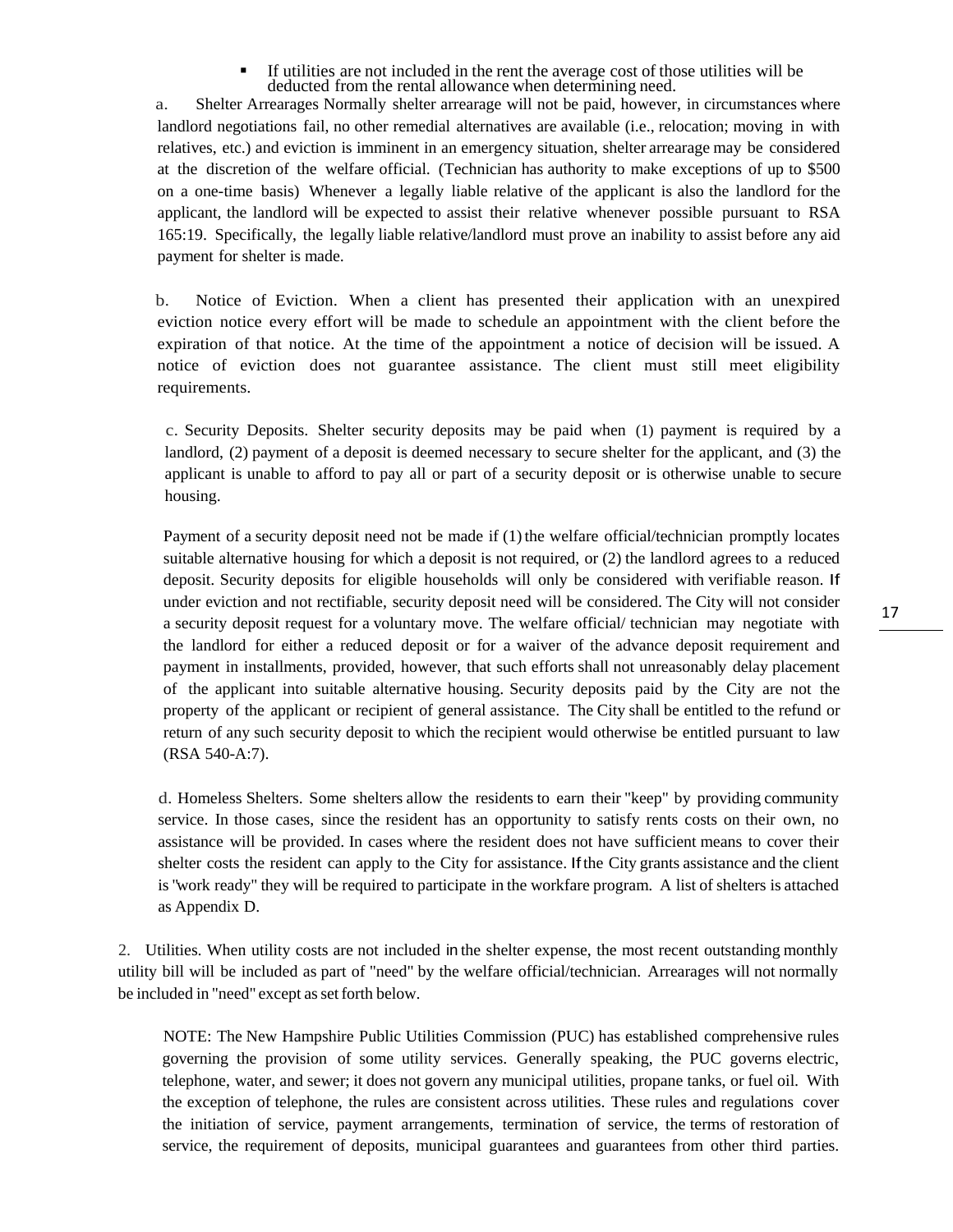- If utilities are not included in the rent the average cost of those utilities will be deducted from the rental allowance when determining need.

a. Shelter Arrearages Normally shelter arrearage will not be paid, however, in circumstances where landlord negotiations fail, no other remedial alternatives are available (i.e., relocation; moving in with relatives, etc.) and eviction is imminent in an emergency situation, shelter arrearage may be considered at the discretion of the welfare official. (Technician has authority to make exceptions of up to $500 on a one-time basis) Whenever a legally liable relative of the applicant is also the landlord for the applicant, the landlord will be expected to assist their relative whenever possible pursuant to RSA 165:19. Specifically, the legally liable relative/landlord must prove an inability to assist before any aid payment for shelter is made.

b. Notice of Eviction. When a client has presented their application with an unexpired eviction notice every effort will be made to schedule an appointment with the client before the expiration of that notice. At the time of the appointment a notice of decision will be issued. A notice of eviction does not guarantee assistance. The client must still meet eligibility requirements.

c. Security Deposits. Shelter security deposits may be paid when (1) payment is required by a landlord, (2) payment of a deposit is deemed necessary to secure shelter for the applicant, and (3) the applicant is unable to afford to pay all or part of a security deposit or is otherwise unable to secure housing.

Payment of a security deposit need not be made if (1) the welfare official/technician promptly locates suitable alternative housing for which a deposit is not required, or (2) the landlord agrees to a reduced deposit. Security deposits for eligible households will only be considered with verifiable reason. If under eviction and not rectifiable, security deposit need will be considered. The City will not consider a security deposit request for a voluntary move. The welfare official/ technician may negotiate with the landlord for either a reduced deposit or for a waiver of the advance deposit requirement and payment in installments, provided, however, that such efforts shall not unreasonably delay placement of the applicant into suitable alternative housing. Security deposits paid by the City are not the property of the applicant or recipient of general assistance. The City shall be entitled to the refund or return of any such security deposit to which the recipient would otherwise be entitled pursuant to law (RSA 540-A:7).

d. Homeless Shelters. Some shelters allow the residents to earn their "keep" by providing community service. In those cases, since the resident has an opportunity to satisfy rents costs on their own, no assistance will be provided. In cases where the resident does not have sufficient means to cover their shelter costs the resident can apply to the City for assistance. If the City grants assistance and the client is "work ready" they will be required to participate in the workfare program. A list of shelters is attached as Appendix D.

2. Utilities. When utility costs are not included in the shelter expense, the most recent outstanding monthly utility bill will be included as part of "need" by the welfare official/technician. Arrearages will not normally be included in "need" except as set forth below.

NOTE: The New Hampshire Public Utilities Commission (PUC) has established comprehensive rules governing the provision of some utility services. Generally speaking, the PUC governs electric, telephone, water, and sewer; it does not govern any municipal utilities, propane tanks, or fuel oil. With the exception of telephone, the rules are consistent across utilities. These rules and regulations cover the initiation of service, payment arrangements, termination of service, the terms of restoration of service, the requirement of deposits, municipal guarantees and guarantees from other third parties.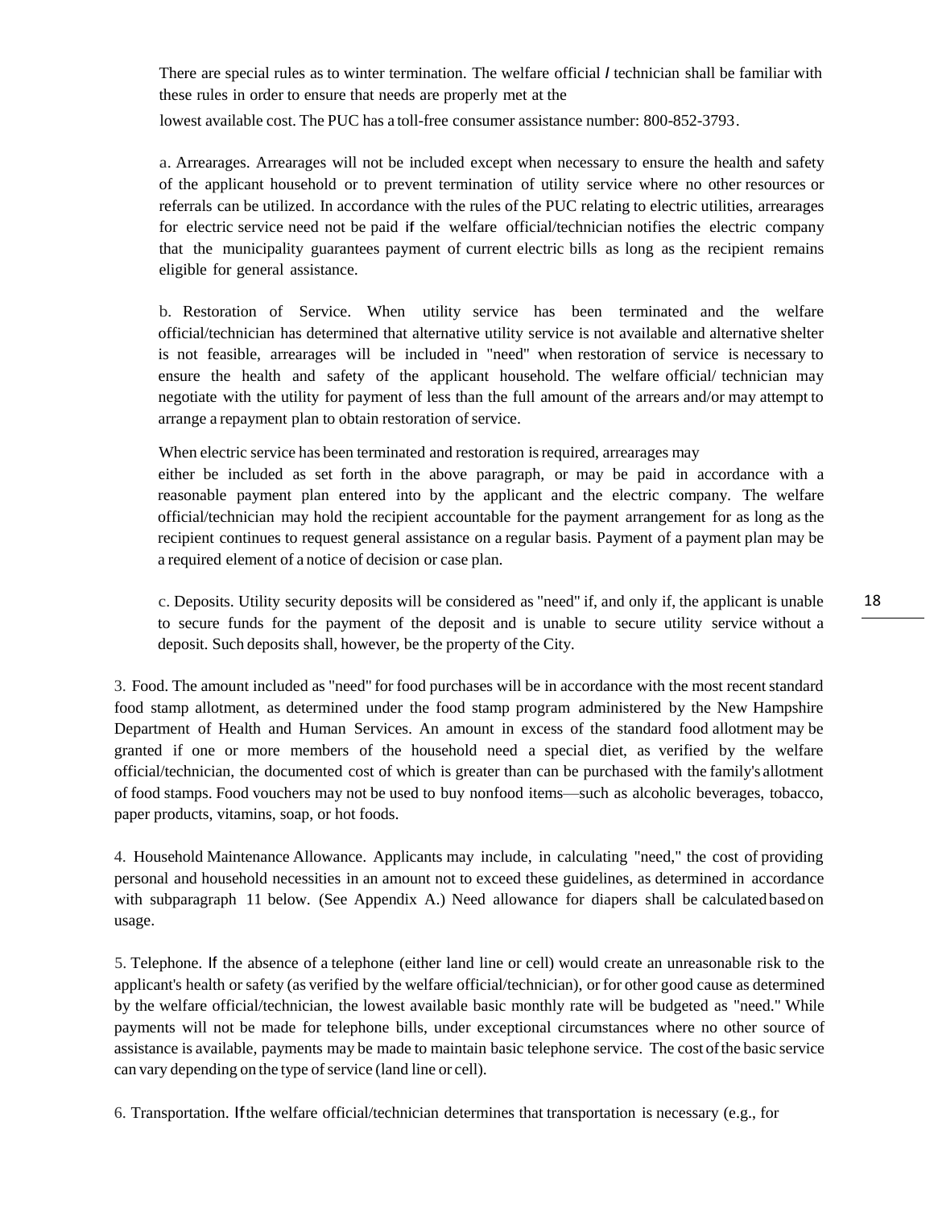There are special rules as to winter termination. The welfare official / technician shall be familiar with these rules in order to ensure that needs are properly met at the lowest available cost. The PUC has a toll-free consumer assistance number: 800-852-3793.

a. Arrearages. Arrearages will not be included except when necessary to ensure the health and safety of the applicant household or to prevent termination of utility service where no other resources or referrals can be utilized. In accordance with the rules of the PUC relating to electric utilities, arrearages for electric service need not be paid if the welfare official/technician notifies the electric company that the municipality guarantees payment of current electric bills as long as the recipient remains eligible for general assistance.

b. Restoration of Service. When utility service has been terminated and the welfare official/technician has determined that alternative utility service is not available and alternative shelter is not feasible, arrearages will be included in "need" when restoration of service is necessary to ensure the health and safety of the applicant household. The welfare official/ technician may negotiate with the utility for payment of less than the full amount of the arrears and/or may attempt to arrange a repayment plan to obtain restoration of service.

When electric service has been terminated and restoration is required, arrearages may either be included as set forth in the above paragraph, or may be paid in accordance with a reasonable payment plan entered into by the applicant and the electric company. The welfare official/technician may hold the recipient accountable for the payment arrangement for as long as the recipient continues to request general assistance on a regular basis. Payment of a payment plan may be a required element of a notice of decision or case plan.

c. Deposits. Utility security deposits will be considered as "need" if, and only if, the applicant is unable to secure funds for the payment of the deposit and is unable to secure utility service without a deposit. Such deposits shall, however, be the property of the City.

3. Food. The amount included as "need" for food purchases will be in accordance with the most recent standard food stamp allotment, as determined under the food stamp program administered by the New Hampshire Department of Health and Human Services. An amount in excess of the standard food allotment may be granted if one or more members of the household need a special diet, as verified by the welfare official/technician, the documented cost of which is greater than can be purchased with the family's allotment of food stamps. Food vouchers may not be used to buy nonfood items—such as alcoholic beverages, tobacco, paper products, vitamins, soap, or hot foods.

4. Household Maintenance Allowance. Applicants may include, in calculating "need," the cost of providing personal and household necessities in an amount not to exceed these guidelines, as determined in accordance with subparagraph 11 below. (See Appendix A.) Need allowance for diapers shall be calculated based on usage.

5. Telephone. If the absence of a telephone (either land line or cell) would create an unreasonable risk to the applicant's health or safety (as verified by the welfare official/technician), or for other good cause as determined by the welfare official/technician, the lowest available basic monthly rate will be budgeted as "need." While payments will not be made for telephone bills, under exceptional circumstances where no other source of assistance is available, payments may be made to maintain basic telephone service. The cost of the basic service can vary depending on the type of service (land line or cell).

6. Transportation. If the welfare official/technician determines that transportation is necessary (e.g., for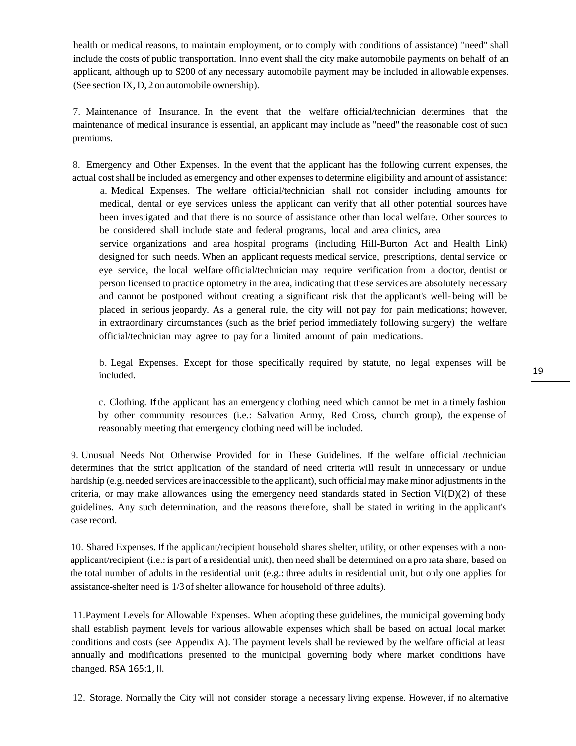health or medical reasons, to maintain employment, or to comply with conditions of assistance) "need" shall include the costs of public transportation. In no event shall the city make automobile payments on behalf of an applicant, although up to $200 of any necessary automobile payment may be included in allowable expenses. (See section IX, D, 2 on automobile ownership).

7. Maintenance of Insurance. In the event that the welfare official/technician determines that the maintenance of medical insurance is essential, an applicant may include as "need" the reasonable cost of such premiums.

8. Emergency and Other Expenses. In the event that the applicant has the following current expenses, the actual cost shall be included as emergency and other expenses to determine eligibility and amount of assistance:

a. Medical Expenses. The welfare official/technician shall not consider including amounts for medical, dental or eye services unless the applicant can verify that all other potential sources have been investigated and that there is no source of assistance other than local welfare. Other sources to be considered shall include state and federal programs, local and area clinics, area service organizations and area hospital programs (including Hill-Burton Act and Health Link) designed for such needs. When an applicant requests medical service, prescriptions, dental service or eye service, the local welfare official/technician may require verification from a doctor, dentist or person licensed to practice optometry in the area, indicating that these services are absolutely necessary and cannot be postponed without creating a significant risk that the applicant's well-being will be placed in serious jeopardy. As a general rule, the city will not pay for pain medications; however, in extraordinary circumstances (such as the brief period immediately following surgery) the welfare official/technician may agree to pay for a limited amount of pain medications.

b. Legal Expenses. Except for those specifically required by statute, no legal expenses will be included.

c. Clothing. If the applicant has an emergency clothing need which cannot be met in a timely fashion by other community resources (i.e.: Salvation Army, Red Cross, church group), the expense of reasonably meeting that emergency clothing need will be included.

9. Unusual Needs Not Otherwise Provided for in These Guidelines. If the welfare official /technician determines that the strict application of the standard of need criteria will result in unnecessary or undue hardship (e.g. needed services are inaccessible to the applicant), such official may make minor adjustments in the criteria, or may make allowances using the emergency need standards stated in Section Vl(D)(2) of these guidelines. Any such determination, and the reasons therefore, shall be stated in writing in the applicant's case record.

10. Shared Expenses. If the applicant/recipient household shares shelter, utility, or other expenses with a non-applicant/recipient (i.e.: is part of a residential unit), then need shall be determined on a pro rata share, based on the total number of adults in the residential unit (e.g.: three adults in residential unit, but only one applies for assistance-shelter need is 1/3 of shelter allowance for household of three adults).

11. Payment Levels for Allowable Expenses. When adopting these guidelines, the municipal governing body shall establish payment levels for various allowable expenses which shall be based on actual local market conditions and costs (see Appendix A). The payment levels shall be reviewed by the welfare official at least annually and modifications presented to the municipal governing body where market conditions have changed. RSA 165:1, II.

12. Storage. Normally the City will not consider storage a necessary living expense. However, if no alternative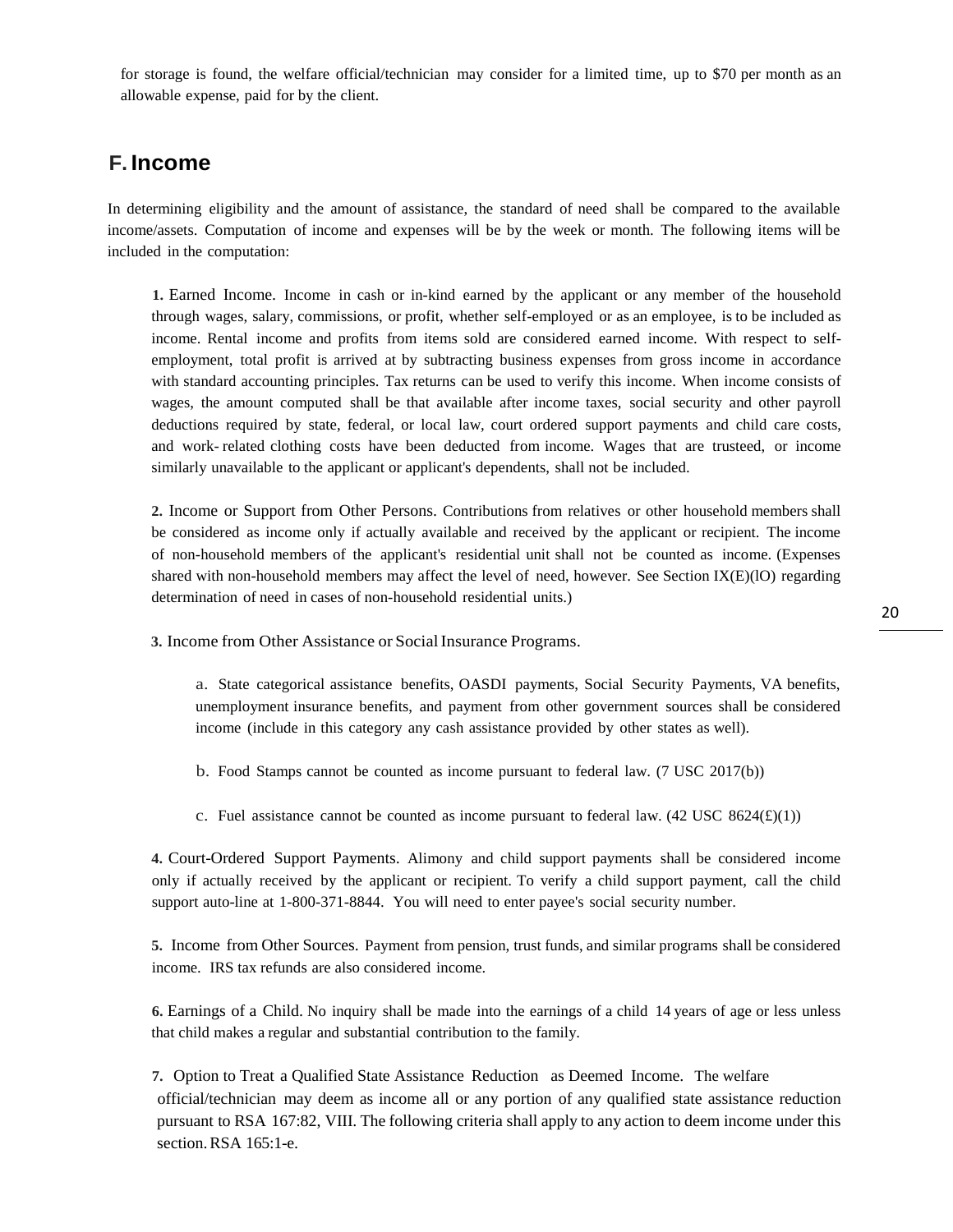for storage is found, the welfare official/technician may consider for a limited time, up to $70 per month as an allowable expense, paid for by the client.

## F. Income

In determining eligibility and the amount of assistance, the standard of need shall be compared to the available income/assets. Computation of income and expenses will be by the week or month. The following items will be included in the computation:

**1.** Earned Income. Income in cash or in-kind earned by the applicant or any member of the household through wages, salary, commissions, or profit, whether self-employed or as an employee, is to be included as income. Rental income and profits from items sold are considered earned income. With respect to self-employment, total profit is arrived at by subtracting business expenses from gross income in accordance with standard accounting principles. Tax returns can be used to verify this income. When income consists of wages, the amount computed shall be that available after income taxes, social security and other payroll deductions required by state, federal, or local law, court ordered support payments and child care costs, and work- related clothing costs have been deducted from income. Wages that are trusteed, or income similarly unavailable to the applicant or applicant's dependents, shall not be included.

**2.** Income or Support from Other Persons. Contributions from relatives or other household members shall be considered as income only if actually available and received by the applicant or recipient. The income of non-household members of the applicant's residential unit shall not be counted as income. (Expenses shared with non-household members may affect the level of need, however. See Section IX(E)(lO) regarding determination of need in cases of non-household residential units.)

**3.** Income from Other Assistance or Social Insurance Programs.

a. State categorical assistance benefits, OASDI payments, Social Security Payments, VA benefits, unemployment insurance benefits, and payment from other government sources shall be considered income (include in this category any cash assistance provided by other states as well).

b. Food Stamps cannot be counted as income pursuant to federal law. (7 USC 2017(b))

c. Fuel assistance cannot be counted as income pursuant to federal law. (42 USC 8624(£)(1))

**4.** Court-Ordered Support Payments. Alimony and child support payments shall be considered income only if actually received by the applicant or recipient. To verify a child support payment, call the child support auto-line at 1-800-371-8844. You will need to enter payee's social security number.

**5.** Income from Other Sources. Payment from pension, trust funds, and similar programs shall be considered income. IRS tax refunds are also considered income.

**6.** Earnings of a Child. No inquiry shall be made into the earnings of a child 14 years of age or less unless that child makes a regular and substantial contribution to the family.

**7.** Option to Treat a Qualified State Assistance Reduction as Deemed Income. The welfare official/technician may deem as income all or any portion of any qualified state assistance reduction pursuant to RSA 167:82, VIII. The following criteria shall apply to any action to deem income under this section. RSA 165:1-e.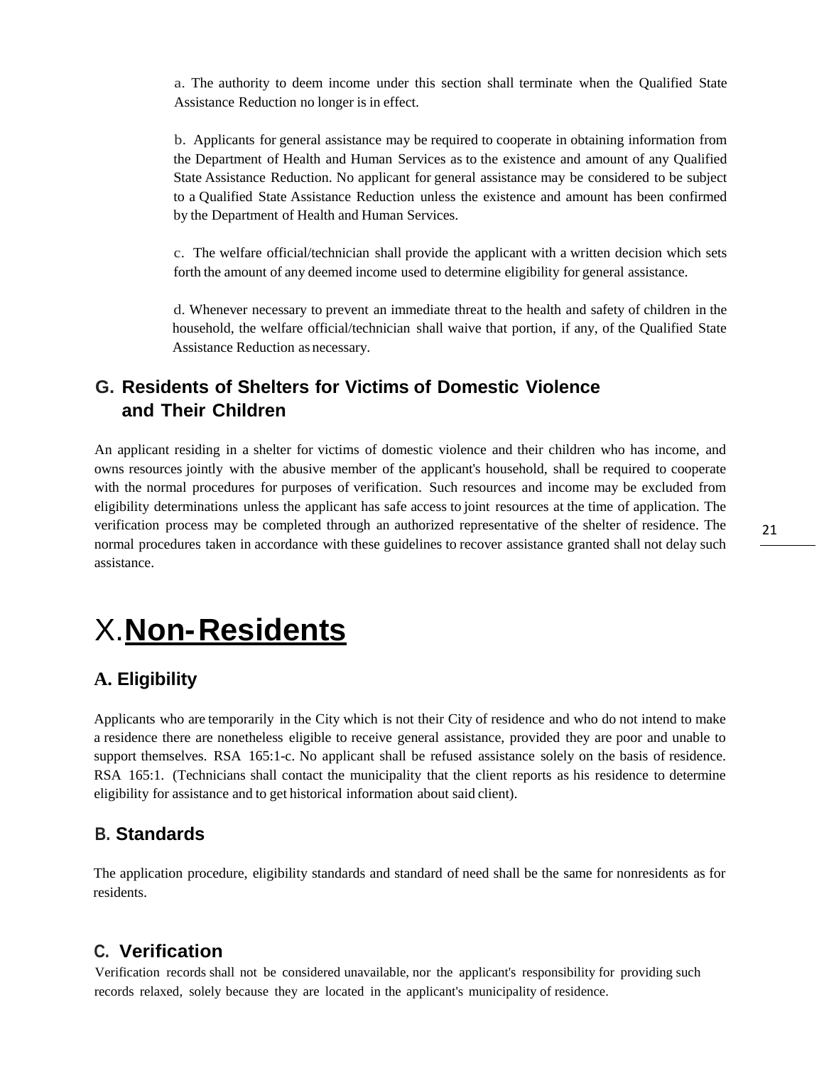a. The authority to deem income under this section shall terminate when the Qualified State Assistance Reduction no longer is in effect.

b. Applicants for general assistance may be required to cooperate in obtaining information from the Department of Health and Human Services as to the existence and amount of any Qualified State Assistance Reduction. No applicant for general assistance may be considered to be subject to a Qualified State Assistance Reduction unless the existence and amount has been confirmed by the Department of Health and Human Services.

c. The welfare official/technician shall provide the applicant with a written decision which sets forth the amount of any deemed income used to determine eligibility for general assistance.

d. Whenever necessary to prevent an immediate threat to the health and safety of children in the household, the welfare official/technician shall waive that portion, if any, of the Qualified State Assistance Reduction as necessary.

## G. Residents of Shelters for Victims of Domestic Violence and Their Children

An applicant residing in a shelter for victims of domestic violence and their children who has income, and owns resources jointly with the abusive member of the applicant's household, shall be required to cooperate with the normal procedures for purposes of verification. Such resources and income may be excluded from eligibility determinations unless the applicant has safe access to joint resources at the time of application. The verification process may be completed through an authorized representative of the shelter of residence. The normal procedures taken in accordance with these guidelines to recover assistance granted shall not delay such assistance.

# X. **Non-Residents**

## A. Eligibility

Applicants who are temporarily in the City which is not their City of residence and who do not intend to make a residence there are nonetheless eligible to receive general assistance, provided they are poor and unable to support themselves. RSA 165:1-c. No applicant shall be refused assistance solely on the basis of residence. RSA 165:1. (Technicians shall contact the municipality that the client reports as his residence to determine eligibility for assistance and to get historical information about said client).

## B. Standards

The application procedure, eligibility standards and standard of need shall be the same for nonresidents as for residents.

## C. Verification

Verification records shall not be considered unavailable, nor the applicant's responsibility for providing such records relaxed, solely because they are located in the applicant's municipality of residence.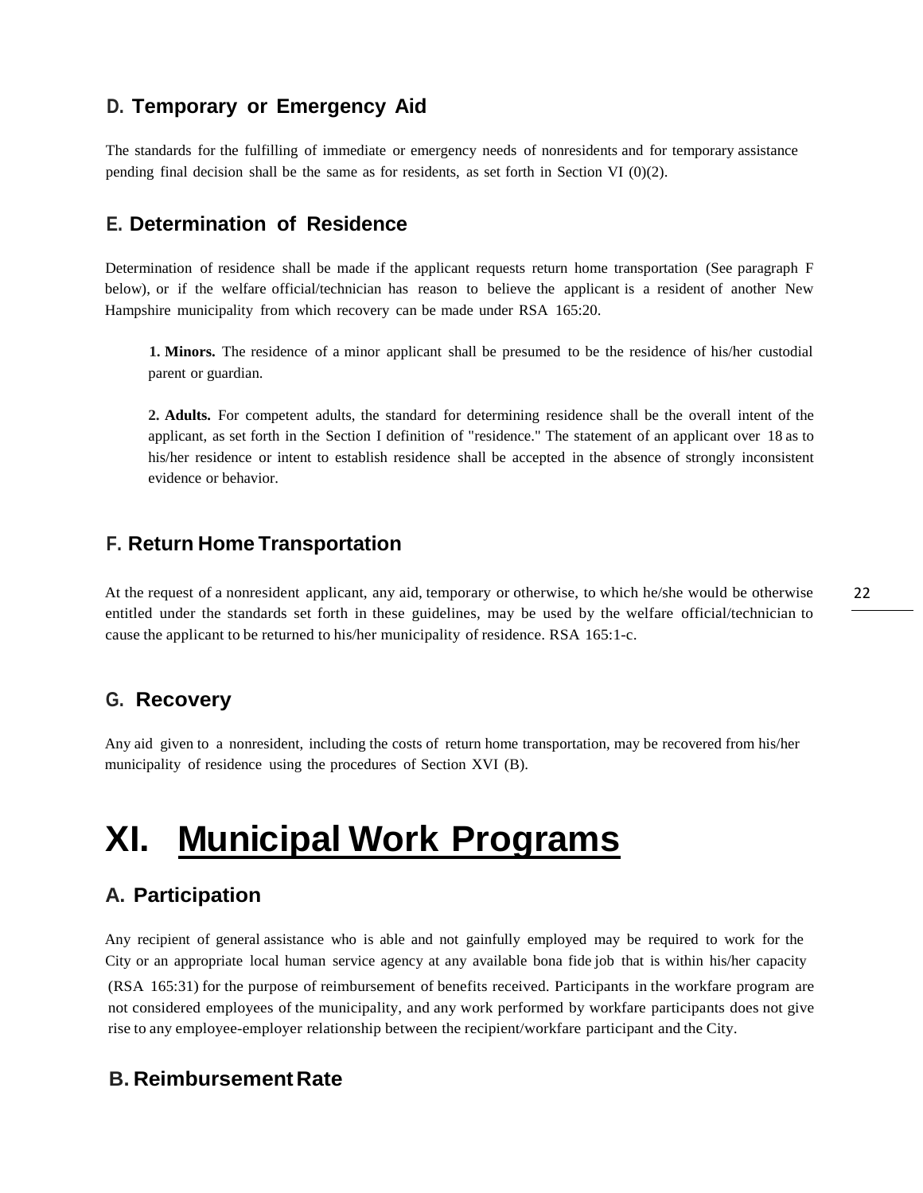### D. Temporary or Emergency Aid

The standards for the fulfilling of immediate or emergency needs of nonresidents and for temporary assistance pending final decision shall be the same as for residents, as set forth in Section VI (0)(2).

### E. Determination of Residence

Determination of residence shall be made if the applicant requests return home transportation (See paragraph F below), or if the welfare official/technician has reason to believe the applicant is a resident of another New Hampshire municipality from which recovery can be made under RSA 165:20.

**1. Minors.** The residence of a minor applicant shall be presumed to be the residence of his/her custodial parent or guardian.

**2. Adults.** For competent adults, the standard for determining residence shall be the overall intent of the applicant, as set forth in the Section I definition of "residence." The statement of an applicant over 18 as to his/her residence or intent to establish residence shall be accepted in the absence of strongly inconsistent evidence or behavior.

### F. Return Home Transportation

At the request of a nonresident applicant, any aid, temporary or otherwise, to which he/she would be otherwise entitled under the standards set forth in these guidelines, may be used by the welfare official/technician to cause the applicant to be returned to his/her municipality of residence. RSA 165:1-c.

### G. Recovery

Any aid given to a nonresident, including the costs of return home transportation, may be recovered from his/her municipality of residence using the procedures of Section XVI (B).

# XI. Municipal Work Programs

### A. Participation

Any recipient of general assistance who is able and not gainfully employed may be required to work for the City or an appropriate local human service agency at any available bona fide job that is within his/her capacity (RSA 165:31) for the purpose of reimbursement of benefits received. Participants in the workfare program are not considered employees of the municipality, and any work performed by workfare participants does not give rise to any employee-employer relationship between the recipient/workfare participant and the City.

### B. Reimbursement Rate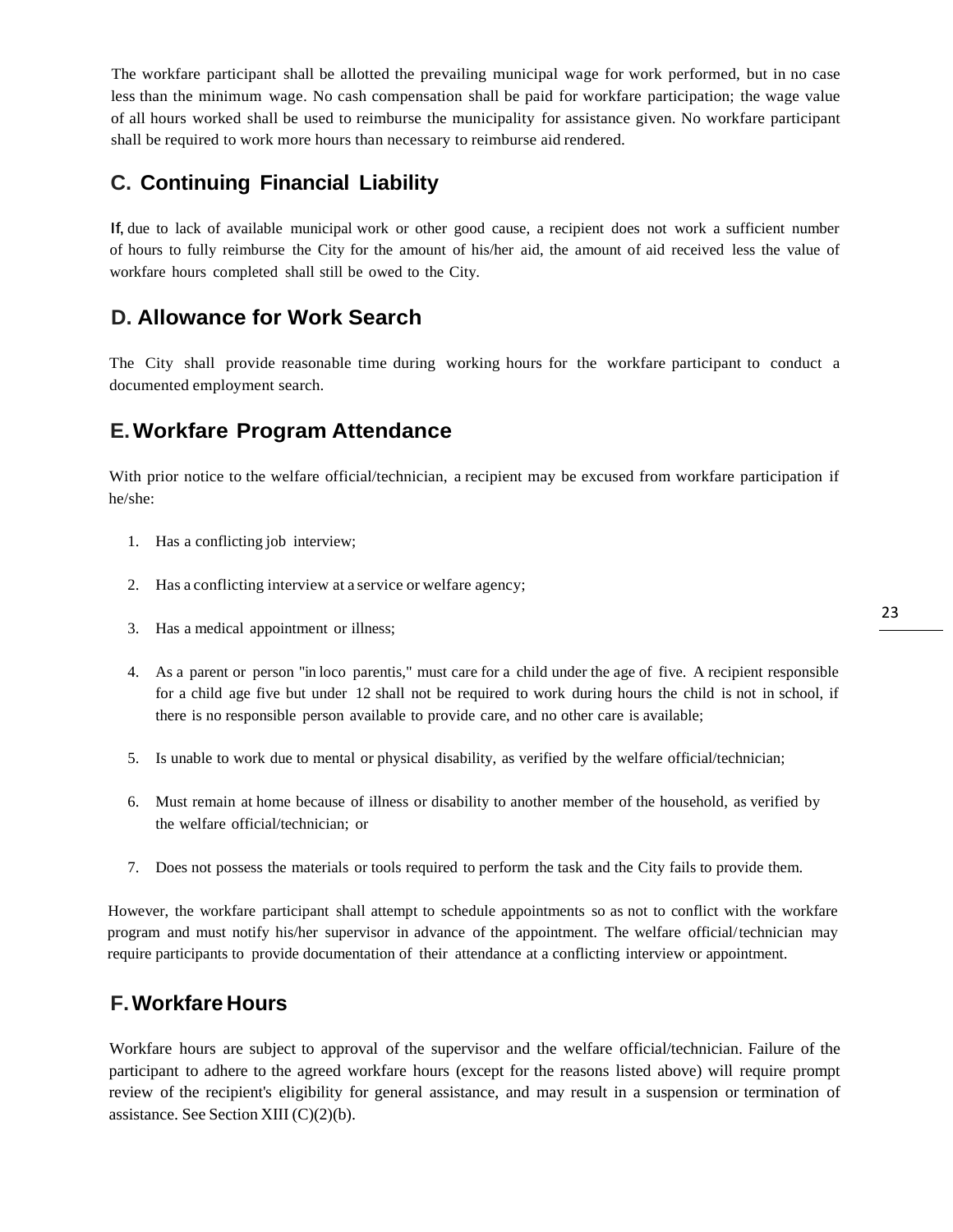The workfare participant shall be allotted the prevailing municipal wage for work performed, but in no case less than the minimum wage. No cash compensation shall be paid for workfare participation; the wage value of all hours worked shall be used to reimburse the municipality for assistance given. No workfare participant shall be required to work more hours than necessary to reimburse aid rendered.

## C. Continuing Financial Liability

If, due to lack of available municipal work or other good cause, a recipient does not work a sufficient number of hours to fully reimburse the City for the amount of his/her aid, the amount of aid received less the value of workfare hours completed shall still be owed to the City.

## D. Allowance for Work Search

The City shall provide reasonable time during working hours for the workfare participant to conduct a documented employment search.

## E. Workfare Program Attendance

With prior notice to the welfare official/technician, a recipient may be excused from workfare participation if he/she:

1. Has a conflicting job interview;
2. Has a conflicting interview at a service or welfare agency;
3. Has a medical appointment or illness;
4. As a parent or person "in loco parentis," must care for a child under the age of five. A recipient responsible for a child age five but under 12 shall not be required to work during hours the child is not in school, if there is no responsible person available to provide care, and no other care is available;
5. Is unable to work due to mental or physical disability, as verified by the welfare official/technician;
6. Must remain at home because of illness or disability to another member of the household, as verified by the welfare official/technician; or
7. Does not possess the materials or tools required to perform the task and the City fails to provide them.

However, the workfare participant shall attempt to schedule appointments so as not to conflict with the workfare program and must notify his/her supervisor in advance of the appointment. The welfare official/technician may require participants to provide documentation of their attendance at a conflicting interview or appointment.

## F. Workfare Hours

Workfare hours are subject to approval of the supervisor and the welfare official/technician. Failure of the participant to adhere to the agreed workfare hours (except for the reasons listed above) will require prompt review of the recipient's eligibility for general assistance, and may result in a suspension or termination of assistance. See Section XIII (C)(2)(b).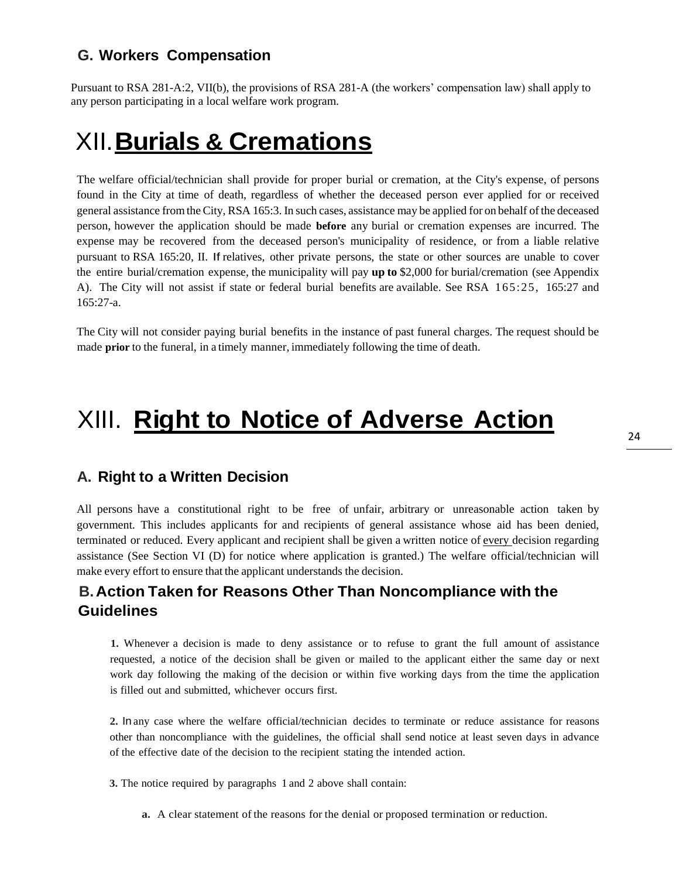### G. Workers Compensation

Pursuant to RSA 281-A:2, VII(b), the provisions of RSA 281-A (the workers' compensation law) shall apply to any person participating in a local welfare work program.

# XII. Burials & Cremations

The welfare official/technician shall provide for proper burial or cremation, at the City's expense, of persons found in the City at time of death, regardless of whether the deceased person ever applied for or received general assistance from the City, RSA 165:3. In such cases, assistance may be applied for on behalf of the deceased person, however the application should be made **before** any burial or cremation expenses are incurred. The expense may be recovered from the deceased person's municipality of residence, or from a liable relative pursuant to RSA 165:20, II. If relatives, other private persons, the state or other sources are unable to cover the entire burial/cremation expense, the municipality will pay **up to** $2,000 for burial/cremation (see Appendix A). The City will not assist if state or federal burial benefits are available. See RSA 165:25, 165:27 and 165:27-a.

The City will not consider paying burial benefits in the instance of past funeral charges. The request should be made **prior** to the funeral, in a timely manner, immediately following the time of death.

# XIII. Right to Notice of Adverse Action

### A. Right to a Written Decision

All persons have a constitutional right to be free of unfair, arbitrary or unreasonable action taken by government. This includes applicants for and recipients of general assistance whose aid has been denied, terminated or reduced. Every applicant and recipient shall be given a written notice of every decision regarding assistance (See Section VI (D) for notice where application is granted.) The welfare official/technician will make every effort to ensure that the applicant understands the decision.

### B. Action Taken for Reasons Other Than Noncompliance with the Guidelines

**1.** Whenever a decision is made to deny assistance or to refuse to grant the full amount of assistance requested, a notice of the decision shall be given or mailed to the applicant either the same day or next work day following the making of the decision or within five working days from the time the application is filled out and submitted, whichever occurs first.

**2.** In any case where the welfare official/technician decides to terminate or reduce assistance for reasons other than noncompliance with the guidelines, the official shall send notice at least seven days in advance of the effective date of the decision to the recipient stating the intended action.

**3.** The notice required by paragraphs 1 and 2 above shall contain:

**a.** A clear statement of the reasons for the denial or proposed termination or reduction.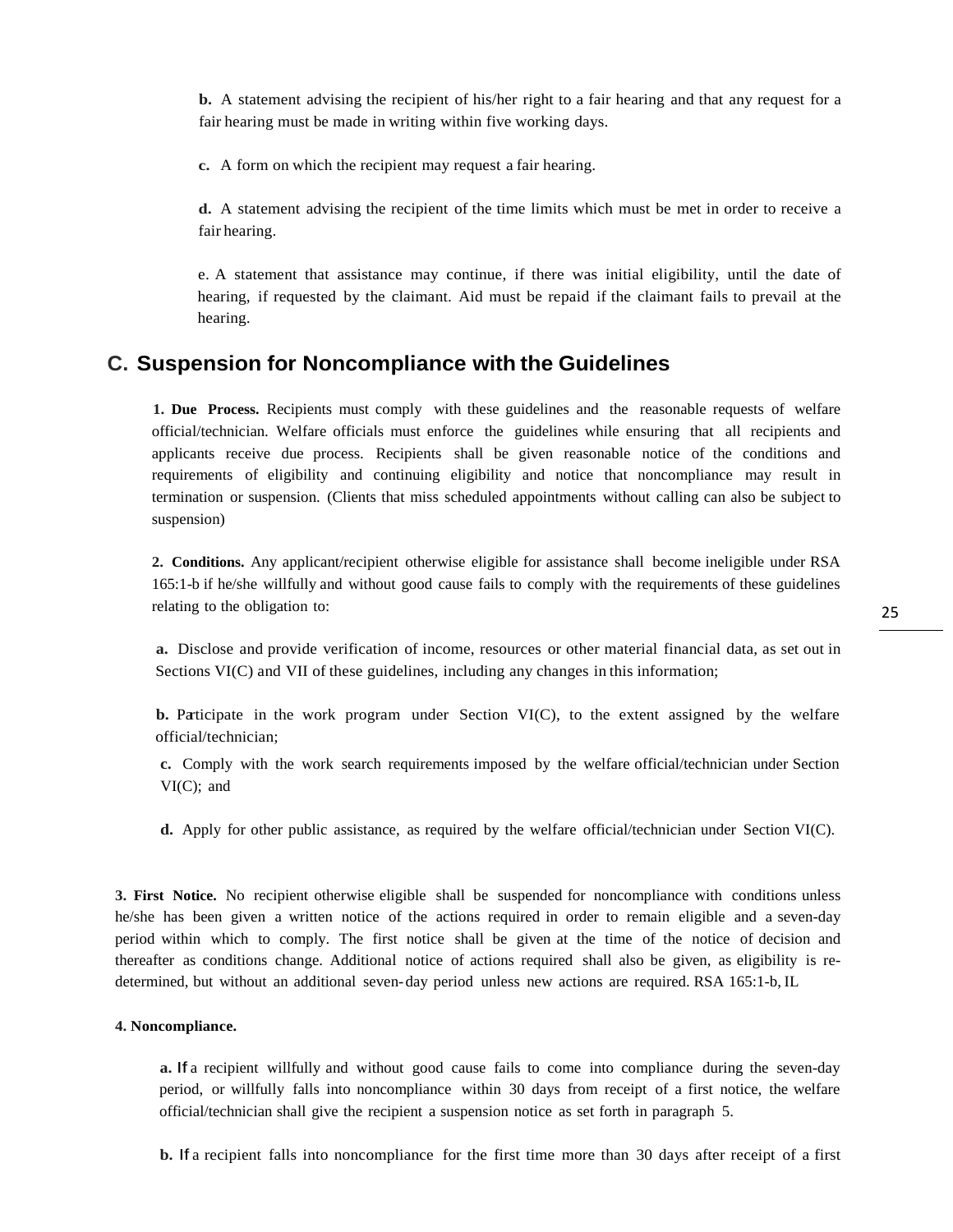**b.** A statement advising the recipient of his/her right to a fair hearing and that any request for a fair hearing must be made in writing within five working days.

**c.** A form on which the recipient may request a fair hearing.

**d.** A statement advising the recipient of the time limits which must be met in order to receive a fair hearing.

e. A statement that assistance may continue, if there was initial eligibility, until the date of hearing, if requested by the claimant. Aid must be repaid if the claimant fails to prevail at the hearing.

## C. Suspension for Noncompliance with the Guidelines

**1. Due Process.** Recipients must comply with these guidelines and the reasonable requests of welfare official/technician. Welfare officials must enforce the guidelines while ensuring that all recipients and applicants receive due process. Recipients shall be given reasonable notice of the conditions and requirements of eligibility and continuing eligibility and notice that noncompliance may result in termination or suspension. (Clients that miss scheduled appointments without calling can also be subject to suspension)

**2. Conditions.** Any applicant/recipient otherwise eligible for assistance shall become ineligible under RSA 165:1-b if he/she willfully and without good cause fails to comply with the requirements of these guidelines relating to the obligation to:

**a.** Disclose and provide verification of income, resources or other material financial data, as set out in Sections VI(C) and VII of these guidelines, including any changes in this information;

**b.** Participate in the work program under Section VI(C), to the extent assigned by the welfare official/technician;

**c.** Comply with the work search requirements imposed by the welfare official/technician under Section VI(C); and

**d.** Apply for other public assistance, as required by the welfare official/technician under Section VI(C).

**3. First Notice.** No recipient otherwise eligible shall be suspended for noncompliance with conditions unless he/she has been given a written notice of the actions required in order to remain eligible and a seven-day period within which to comply. The first notice shall be given at the time of the notice of decision and thereafter as conditions change. Additional notice of actions required shall also be given, as eligibility is re-determined, but without an additional seven-day period unless new actions are required. RSA 165:1-b, IL

**4. Noncompliance.**

**a.** If a recipient willfully and without good cause fails to come into compliance during the seven-day period, or willfully falls into noncompliance within 30 days from receipt of a first notice, the welfare official/technician shall give the recipient a suspension notice as set forth in paragraph 5.

**b.** If a recipient falls into noncompliance for the first time more than 30 days after receipt of a first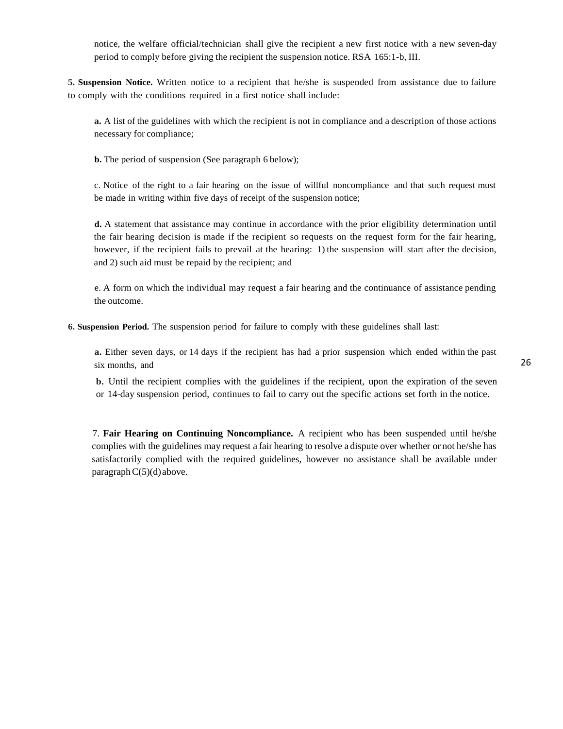notice, the welfare official/technician shall give the recipient a new first notice with a new seven-day period to comply before giving the recipient the suspension notice. RSA 165:1-b, III.

**5. Suspension Notice.** Written notice to a recipient that he/she is suspended from assistance due to failure to comply with the conditions required in a first notice shall include:

**a.** A list of the guidelines with which the recipient is not in compliance and a description of those actions necessary for compliance;

**b.** The period of suspension (See paragraph 6 below);

c. Notice of the right to a fair hearing on the issue of willful noncompliance and that such request must be made in writing within five days of receipt of the suspension notice;

**d.** A statement that assistance may continue in accordance with the prior eligibility determination until the fair hearing decision is made if the recipient so requests on the request form for the fair hearing, however, if the recipient fails to prevail at the hearing: 1) the suspension will start after the decision, and 2) such aid must be repaid by the recipient; and

e. A form on which the individual may request a fair hearing and the continuance of assistance pending the outcome.

**6. Suspension Period.** The suspension period for failure to comply with these guidelines shall last:

**a.** Either seven days, or 14 days if the recipient has had a prior suspension which ended within the past six months, and

**b.** Until the recipient complies with the guidelines if the recipient, upon the expiration of the seven or 14-day suspension period, continues to fail to carry out the specific actions set forth in the notice.

7. **Fair Hearing on Continuing Noncompliance.** A recipient who has been suspended until he/she complies with the guidelines may request a fair hearing to resolve a dispute over whether or not he/she has satisfactorily complied with the required guidelines, however no assistance shall be available under paragraph C(5)(d) above.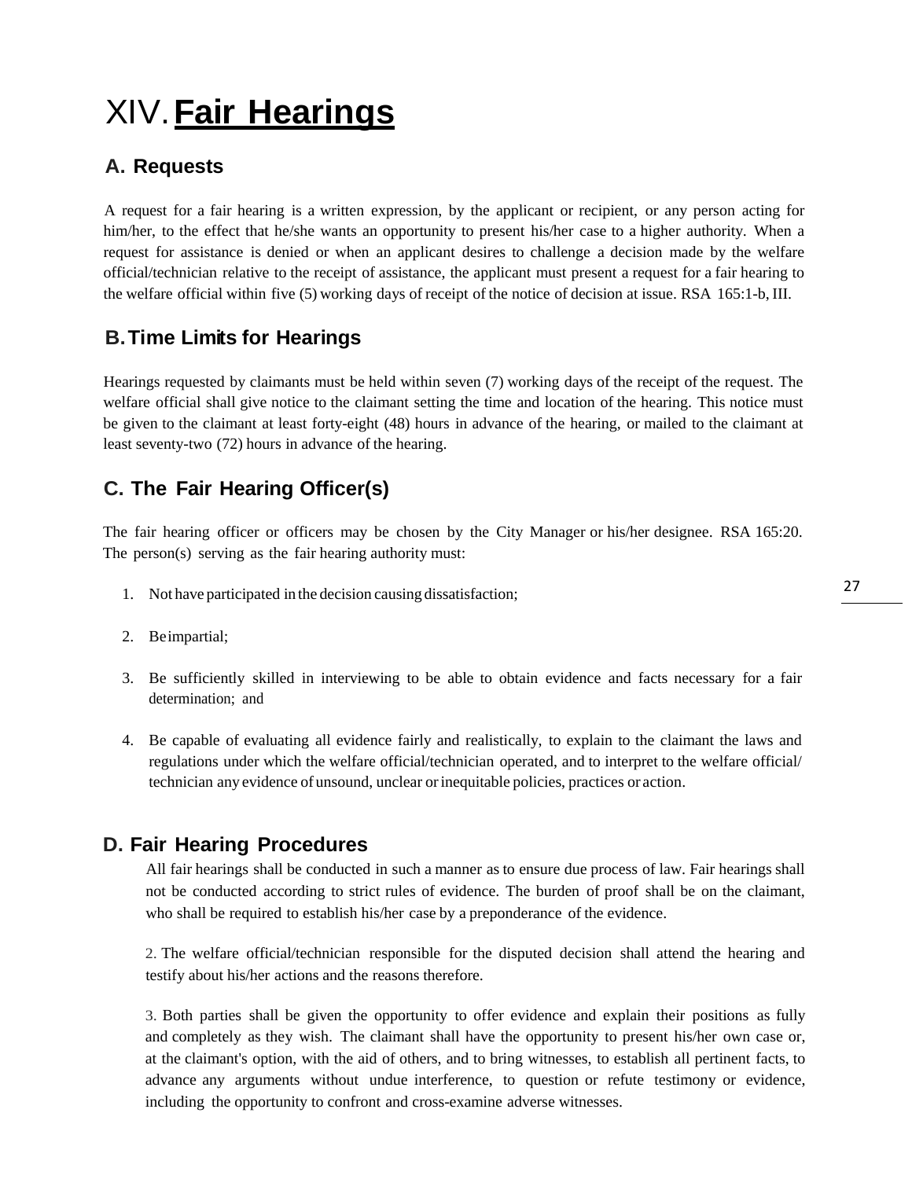# XIV. Fair Hearings

## A. Requests

A request for a fair hearing is a written expression, by the applicant or recipient, or any person acting for him/her, to the effect that he/she wants an opportunity to present his/her case to a higher authority. When a request for assistance is denied or when an applicant desires to challenge a decision made by the welfare official/technician relative to the receipt of assistance, the applicant must present a request for a fair hearing to the welfare official within five (5) working days of receipt of the notice of decision at issue. RSA 165:1-b, III.

## B. Time Limits for Hearings

Hearings requested by claimants must be held within seven (7) working days of the receipt of the request. The welfare official shall give notice to the claimant setting the time and location of the hearing. This notice must be given to the claimant at least forty-eight (48) hours in advance of the hearing, or mailed to the claimant at least seventy-two (72) hours in advance of the hearing.

## C. The Fair Hearing Officer(s)

The fair hearing officer or officers may be chosen by the City Manager or his/her designee. RSA 165:20. The person(s) serving as the fair hearing authority must:

1. Not have participated in the decision causing dissatisfaction;
2. Be impartial;
3. Be sufficiently skilled in interviewing to be able to obtain evidence and facts necessary for a fair determination; and
4. Be capable of evaluating all evidence fairly and realistically, to explain to the claimant the laws and regulations under which the welfare official/technician operated, and to interpret to the welfare official/technician any evidence of unsound, unclear or inequitable policies, practices or action.

## D. Fair Hearing Procedures

All fair hearings shall be conducted in such a manner as to ensure due process of law. Fair hearings shall not be conducted according to strict rules of evidence. The burden of proof shall be on the claimant, who shall be required to establish his/her case by a preponderance of the evidence.

2. The welfare official/technician responsible for the disputed decision shall attend the hearing and testify about his/her actions and the reasons therefore.

3. Both parties shall be given the opportunity to offer evidence and explain their positions as fully and completely as they wish. The claimant shall have the opportunity to present his/her own case or, at the claimant's option, with the aid of others, and to bring witnesses, to establish all pertinent facts, to advance any arguments without undue interference, to question or refute testimony or evidence, including the opportunity to confront and cross-examine adverse witnesses.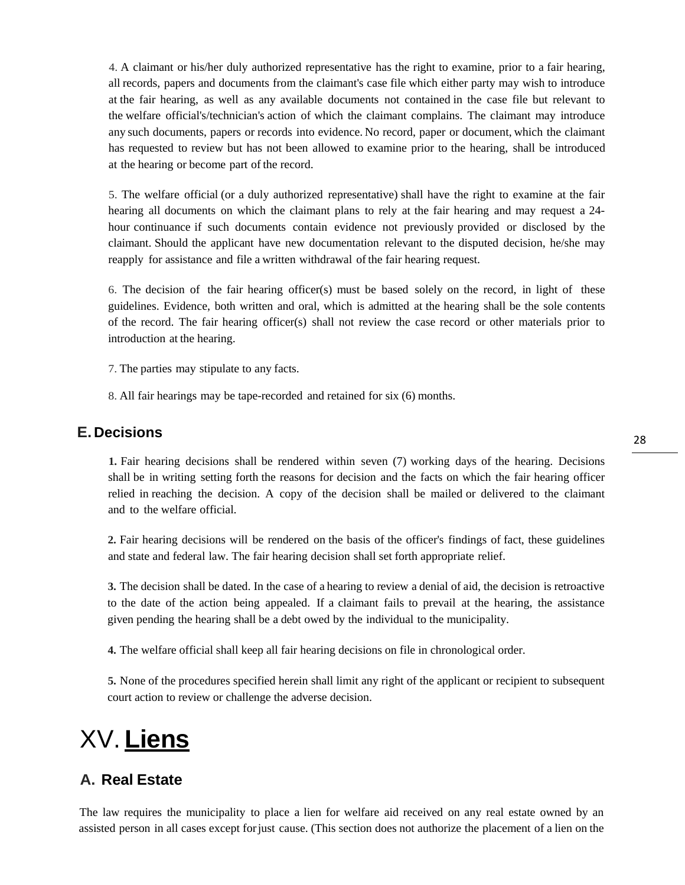4. A claimant or his/her duly authorized representative has the right to examine, prior to a fair hearing, all records, papers and documents from the claimant's case file which either party may wish to introduce at the fair hearing, as well as any available documents not contained in the case file but relevant to the welfare official's/technician's action of which the claimant complains. The claimant may introduce any such documents, papers or records into evidence. No record, paper or document, which the claimant has requested to review but has not been allowed to examine prior to the hearing, shall be introduced at the hearing or become part of the record.

5. The welfare official (or a duly authorized representative) shall have the right to examine at the fair hearing all documents on which the claimant plans to rely at the fair hearing and may request a 24-hour continuance if such documents contain evidence not previously provided or disclosed by the claimant. Should the applicant have new documentation relevant to the disputed decision, he/she may reapply for assistance and file a written withdrawal of the fair hearing request.

6. The decision of the fair hearing officer(s) must be based solely on the record, in light of these guidelines. Evidence, both written and oral, which is admitted at the hearing shall be the sole contents of the record. The fair hearing officer(s) shall not review the case record or other materials prior to introduction at the hearing.

7. The parties may stipulate to any facts.

8. All fair hearings may be tape-recorded and retained for six (6) months.

## E. Decisions

**1.** Fair hearing decisions shall be rendered within seven (7) working days of the hearing. Decisions shall be in writing setting forth the reasons for decision and the facts on which the fair hearing officer relied in reaching the decision. A copy of the decision shall be mailed or delivered to the claimant and to the welfare official.

**2.** Fair hearing decisions will be rendered on the basis of the officer's findings of fact, these guidelines and state and federal law. The fair hearing decision shall set forth appropriate relief.

**3.** The decision shall be dated. In the case of a hearing to review a denial of aid, the decision is retroactive to the date of the action being appealed. If a claimant fails to prevail at the hearing, the assistance given pending the hearing shall be a debt owed by the individual to the municipality.

**4.** The welfare official shall keep all fair hearing decisions on file in chronological order.

**5.** None of the procedures specified herein shall limit any right of the applicant or recipient to subsequent court action to review or challenge the adverse decision.

# XV. **Liens**

## A. Real Estate

The law requires the municipality to place a lien for welfare aid received on any real estate owned by an assisted person in all cases except for just cause. (This section does not authorize the placement of a lien on the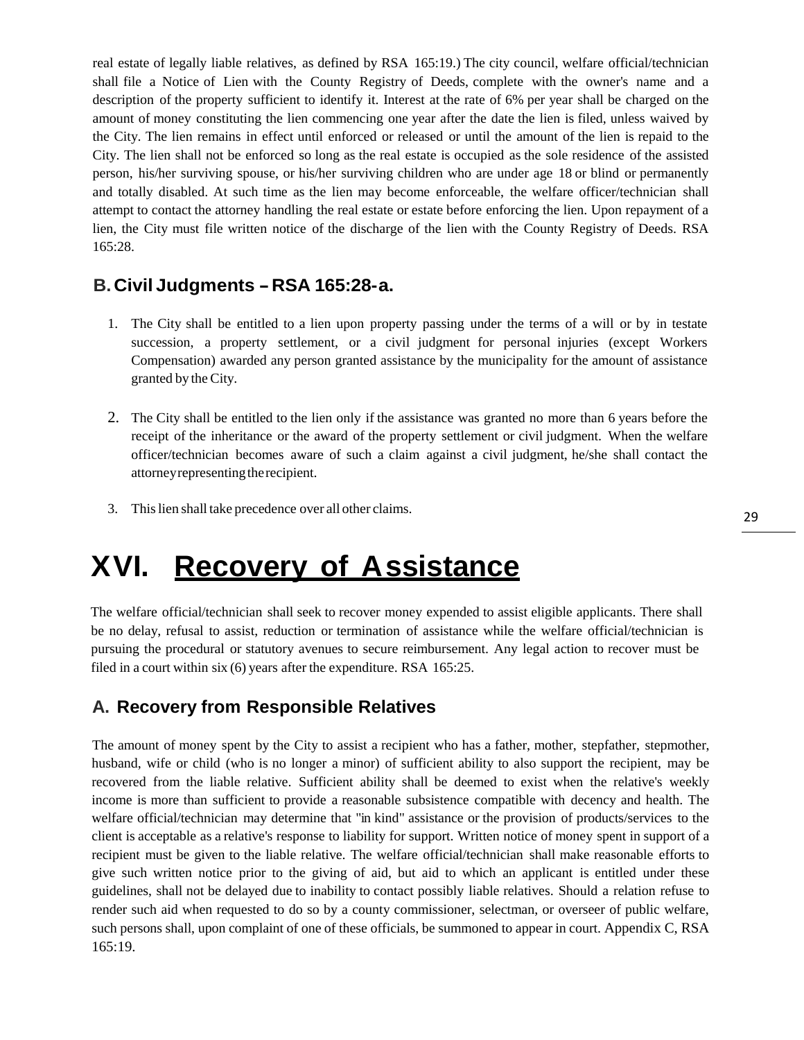real estate of legally liable relatives, as defined by RSA 165:19.) The city council, welfare official/technician shall file a Notice of Lien with the County Registry of Deeds, complete with the owner's name and a description of the property sufficient to identify it. Interest at the rate of 6% per year shall be charged on the amount of money constituting the lien commencing one year after the date the lien is filed, unless waived by the City. The lien remains in effect until enforced or released or until the amount of the lien is repaid to the City. The lien shall not be enforced so long as the real estate is occupied as the sole residence of the assisted person, his/her surviving spouse, or his/her surviving children who are under age 18 or blind or permanently and totally disabled. At such time as the lien may become enforceable, the welfare officer/technician shall attempt to contact the attorney handling the real estate or estate before enforcing the lien. Upon repayment of a lien, the City must file written notice of the discharge of the lien with the County Registry of Deeds. RSA 165:28.

## B. Civil Judgments – RSA 165:28-a.

1. The City shall be entitled to a lien upon property passing under the terms of a will or by in testate succession, a property settlement, or a civil judgment for personal injuries (except Workers Compensation) awarded any person granted assistance by the municipality for the amount of assistance granted by the City.

2. The City shall be entitled to the lien only if the assistance was granted no more than 6 years before the receipt of the inheritance or the award of the property settlement or civil judgment. When the welfare officer/technician becomes aware of such a claim against a civil judgment, he/she shall contact the attorney representing the recipient.

3. This lien shall take precedence over all other claims.

# XVI. Recovery of Assistance

The welfare official/technician shall seek to recover money expended to assist eligible applicants. There shall be no delay, refusal to assist, reduction or termination of assistance while the welfare official/technician is pursuing the procedural or statutory avenues to secure reimbursement. Any legal action to recover must be filed in a court within six (6) years after the expenditure. RSA 165:25.

## A. Recovery from Responsible Relatives

The amount of money spent by the City to assist a recipient who has a father, mother, stepfather, stepmother, husband, wife or child (who is no longer a minor) of sufficient ability to also support the recipient, may be recovered from the liable relative. Sufficient ability shall be deemed to exist when the relative's weekly income is more than sufficient to provide a reasonable subsistence compatible with decency and health. The welfare official/technician may determine that "in kind" assistance or the provision of products/services to the client is acceptable as a relative's response to liability for support. Written notice of money spent in support of a recipient must be given to the liable relative. The welfare official/technician shall make reasonable efforts to give such written notice prior to the giving of aid, but aid to which an applicant is entitled under these guidelines, shall not be delayed due to inability to contact possibly liable relatives. Should a relation refuse to render such aid when requested to do so by a county commissioner, selectman, or overseer of public welfare, such persons shall, upon complaint of one of these officials, be summoned to appear in court. Appendix C, RSA 165:19.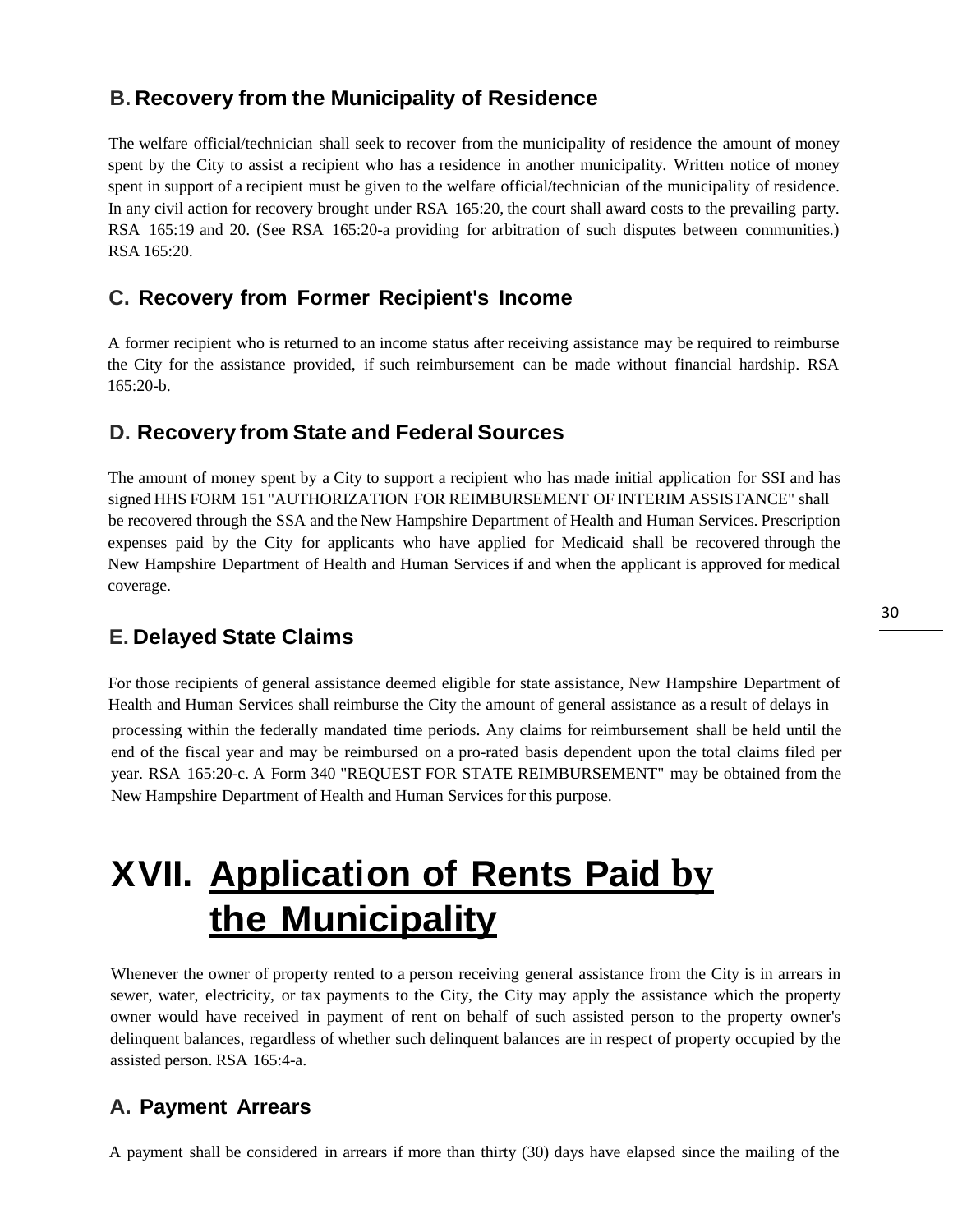## B. Recovery from the Municipality of Residence

The welfare official/technician shall seek to recover from the municipality of residence the amount of money spent by the City to assist a recipient who has a residence in another municipality. Written notice of money spent in support of a recipient must be given to the welfare official/technician of the municipality of residence. In any civil action for recovery brought under RSA 165:20, the court shall award costs to the prevailing party. RSA 165:19 and 20. (See RSA 165:20-a providing for arbitration of such disputes between communities.) RSA 165:20.

## C. Recovery from Former Recipient's Income

A former recipient who is returned to an income status after receiving assistance may be required to reimburse the City for the assistance provided, if such reimbursement can be made without financial hardship. RSA 165:20-b.

## D. Recovery from State and Federal Sources

The amount of money spent by a City to support a recipient who has made initial application for SSI and has signed HHS FORM 151 "AUTHORIZATION FOR REIMBURSEMENT OF INTERIM ASSISTANCE" shall be recovered through the SSA and the New Hampshire Department of Health and Human Services. Prescription expenses paid by the City for applicants who have applied for Medicaid shall be recovered through the New Hampshire Department of Health and Human Services if and when the applicant is approved for medical coverage.

## E. Delayed State Claims

For those recipients of general assistance deemed eligible for state assistance, New Hampshire Department of Health and Human Services shall reimburse the City the amount of general assistance as a result of delays in processing within the federally mandated time periods. Any claims for reimbursement shall be held until the end of the fiscal year and may be reimbursed on a pro-rated basis dependent upon the total claims filed per year. RSA 165:20-c. A Form 340 "REQUEST FOR STATE REIMBURSEMENT" may be obtained from the New Hampshire Department of Health and Human Services for this purpose.

# XVII. Application of Rents Paid by the Municipality

Whenever the owner of property rented to a person receiving general assistance from the City is in arrears in sewer, water, electricity, or tax payments to the City, the City may apply the assistance which the property owner would have received in payment of rent on behalf of such assisted person to the property owner's delinquent balances, regardless of whether such delinquent balances are in respect of property occupied by the assisted person. RSA 165:4-a.

## A. Payment Arrears

A payment shall be considered in arrears if more than thirty (30) days have elapsed since the mailing of the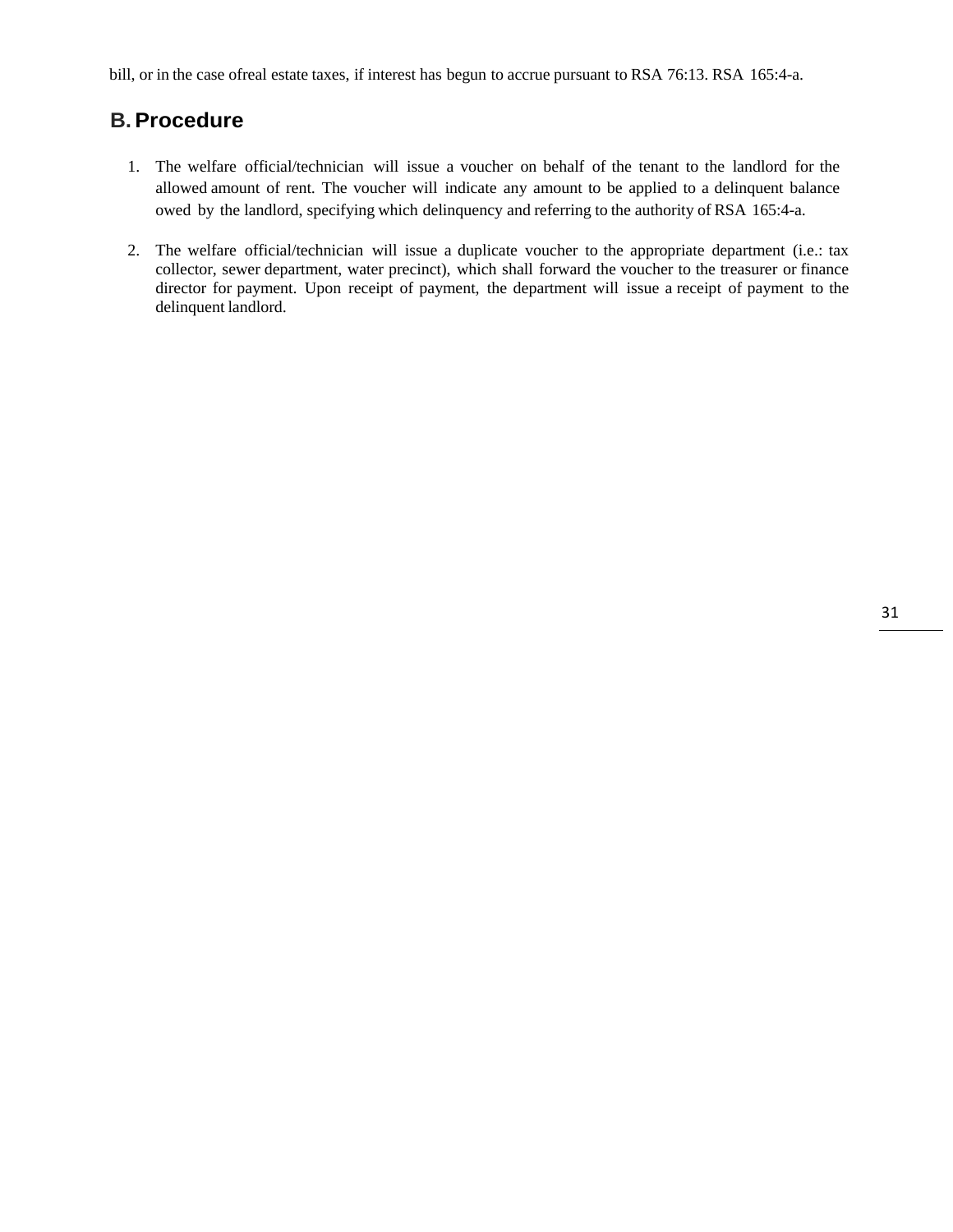bill, or in the case ofreal estate taxes, if interest has begun to accrue pursuant to RSA 76:13. RSA 165:4-a.

## B. Procedure

1. The welfare official/technician will issue a voucher on behalf of the tenant to the landlord for the allowed amount of rent. The voucher will indicate any amount to be applied to a delinquent balance owed by the landlord, specifying which delinquency and referring to the authority of RSA 165:4-a.

2. The welfare official/technician will issue a duplicate voucher to the appropriate department (i.e.: tax collector, sewer department, water precinct), which shall forward the voucher to the treasurer or finance director for payment. Upon receipt of payment, the department will issue a receipt of payment to the delinquent landlord.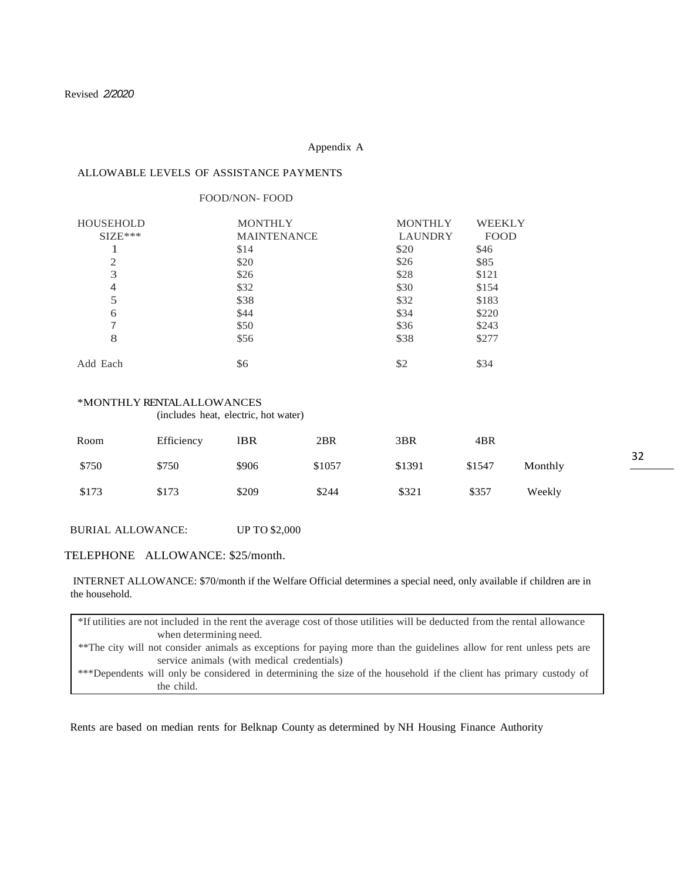Revised *2/2020*

Appendix A

ALLOWABLE LEVELS OF ASSISTANCE PAYMENTS

FOOD/NON- FOOD

| HOUSEHOLD SIZE*** | MONTHLY MAINTENANCE | MONTHLY LAUNDRY | WEEKLY FOOD |
|---|---|---|---|
| 1 | $14 | $20 | $46 |
| 2 | $20 | $26 | $85 |
| 3 | $26 | $28 | $121 |
| 4 | $32 | $30 | $154 |
| 5 | $38 | $32 | $183 |
| 6 | $44 | $34 | $220 |
| 7 | $50 | $36 | $243 |
| 8 | $56 | $38 | $277 |
| Add Each | $6 | $2 | $34 |

*MONTHLY RENTAL ALLOWANCES
(includes heat, electric, hot water)

| Room | Efficiency | 1BR | 2BR | 3BR | 4BR | |
|---|---|---|---|---|---|---|
| $750 | $750 | $906 | $1057 | $1391 | $1547 | Monthly |
| $173 | $173 | $209 | $244 | $321 | $357 | Weekly |

BURIAL ALLOWANCE: UP TO $2,000

TELEPHONE ALLOWANCE: $25/month.

INTERNET ALLOWANCE: $70/month if the Welfare Official determines a special need, only available if children are in the household.

*If utilities are not included in the rent the average cost of those utilities will be deducted from the rental allowance when determining need.
**The city will not consider animals as exceptions for paying more than the guidelines allow for rent unless pets are service animals (with medical credentials)
***Dependents will only be considered in determining the size of the household if the client has primary custody of the child.

Rents are based on median rents for Belknap County as determined by NH Housing Finance Authority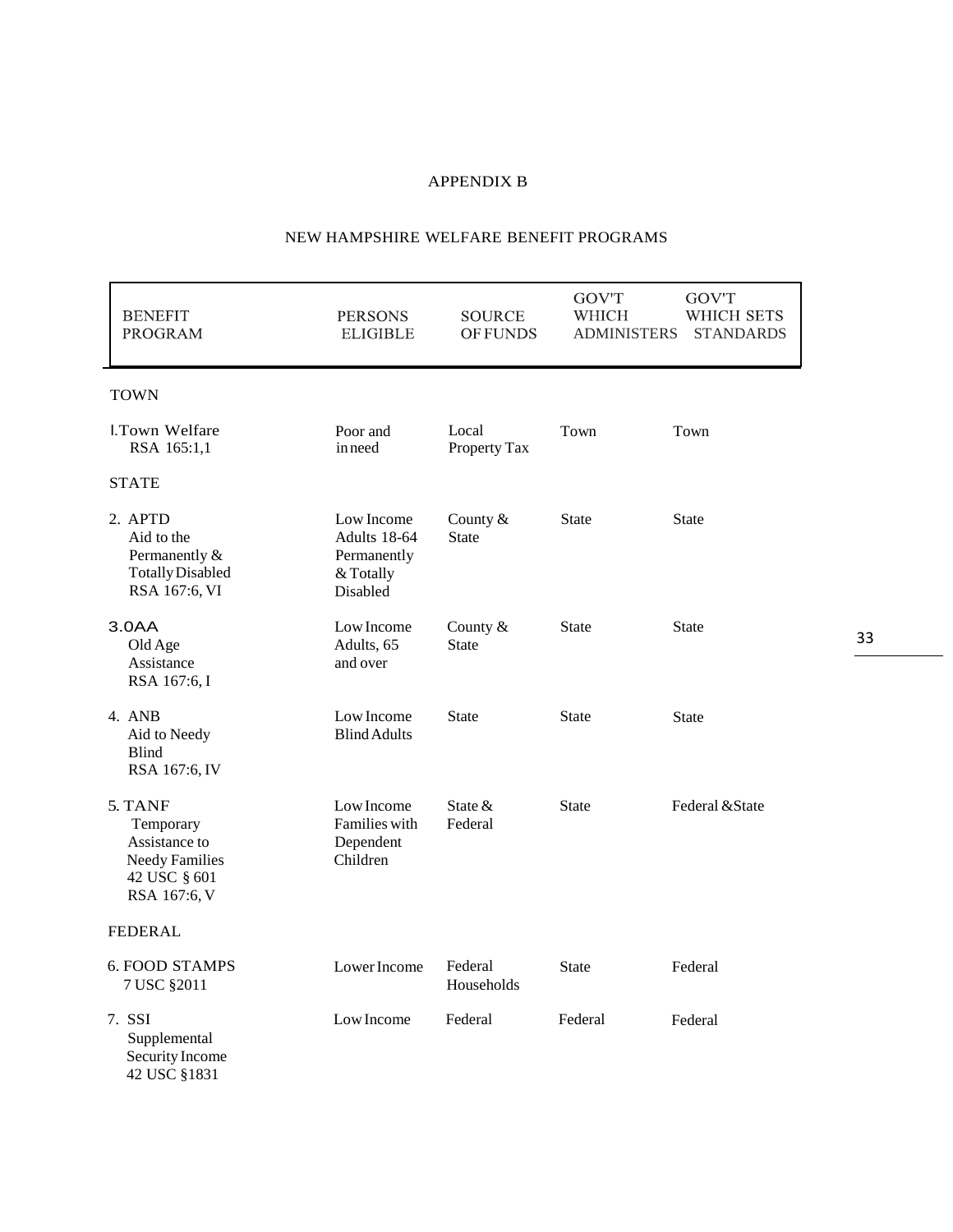# APPENDIX B

## NEW HAMPSHIRE WELFARE BENEFIT PROGRAMS

| BENEFIT PROGRAM | PERSONS ELIGIBLE | SOURCE OF FUNDS | GOV'T WHICH ADMINISTERS | GOV'T WHICH SETS STANDARDS |
|---|---|---|---|---|
| **TOWN** | | | | |
| 1. Town Welfare RSA 165:1,1 | Poor and in need | Local Property Tax | Town | Town |
| **STATE** | | | | |
| 2. APTD Aid to the Permanently & Totally Disabled RSA 167:6, VI | Low Income Adults 18-64 Permanently & Totally Disabled | County & State | State | State |
| 3. OAA Old Age Assistance RSA 167:6, I | Low Income Adults, 65 and over | County & State | State | State |
| 4. ANB Aid to Needy Blind RSA 167:6, IV | Low Income Blind Adults | State | State | State |
| 5. TANF Temporary Assistance to Needy Families 42 USC § 601 RSA 167:6, V | Low Income Families with Dependent Children | State & Federal | State | Federal & State |
| **FEDERAL** | | | | |
| 6. FOOD STAMPS 7 USC §2011 | Lower Income Households | Federal | State | Federal |
| 7. SSI Supplemental Security Income 42 USC §1831 | Low Income | Federal | Federal | Federal |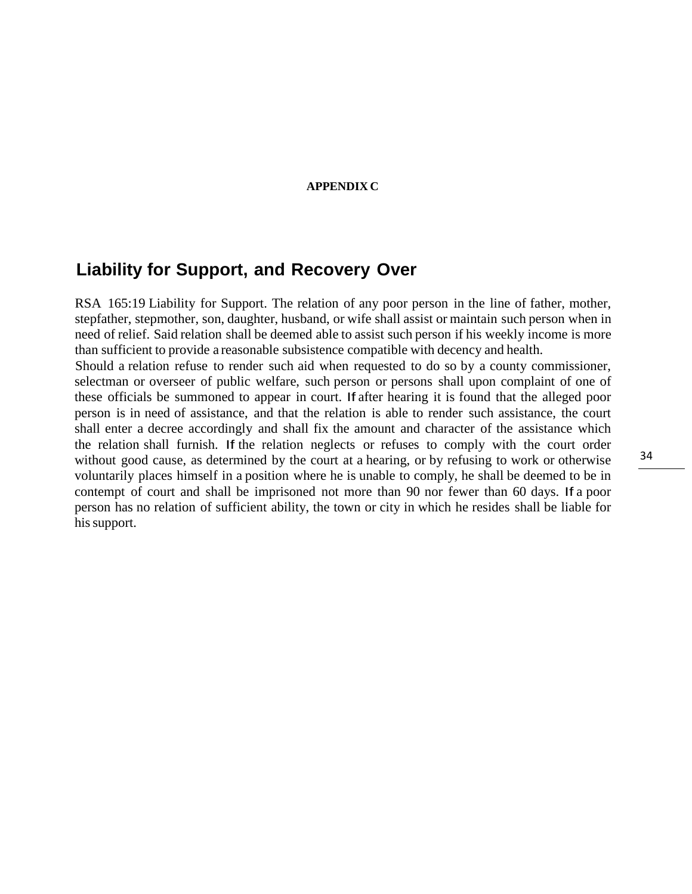**APPENDIX C**

## Liability for Support, and Recovery Over

RSA 165:19 Liability for Support. The relation of any poor person in the line of father, mother, stepfather, stepmother, son, daughter, husband, or wife shall assist or maintain such person when in need of relief. Said relation shall be deemed able to assist such person if his weekly income is more than sufficient to provide a reasonable subsistence compatible with decency and health.

Should a relation refuse to render such aid when requested to do so by a county commissioner, selectman or overseer of public welfare, such person or persons shall upon complaint of one of these officials be summoned to appear in court. If after hearing it is found that the alleged poor person is in need of assistance, and that the relation is able to render such assistance, the court shall enter a decree accordingly and shall fix the amount and character of the assistance which the relation shall furnish. If the relation neglects or refuses to comply with the court order without good cause, as determined by the court at a hearing, or by refusing to work or otherwise voluntarily places himself in a position where he is unable to comply, he shall be deemed to be in contempt of court and shall be imprisoned not more than 90 nor fewer than 60 days. If a poor person has no relation of sufficient ability, the town or city in which he resides shall be liable for his support.